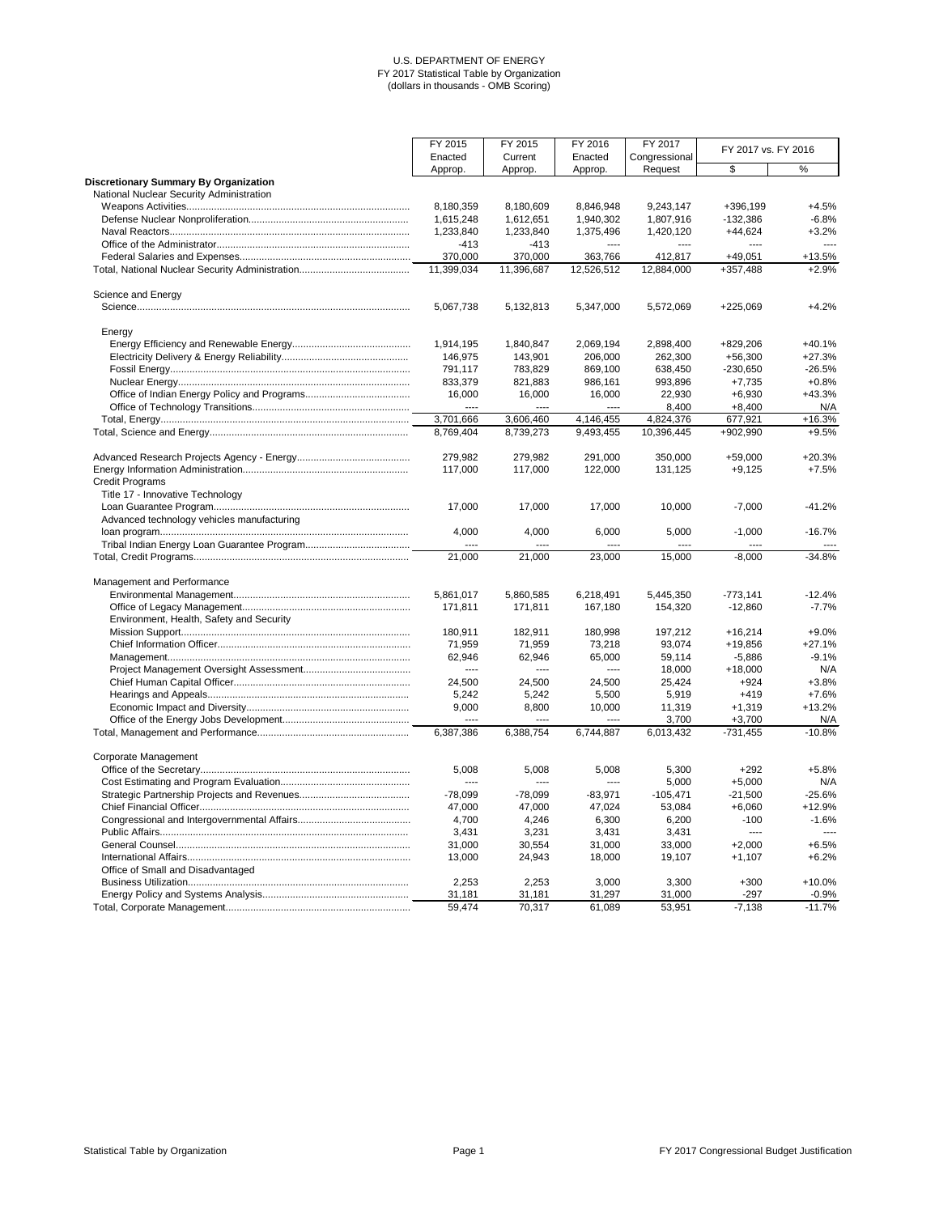U.S. DEPARTMENT OF ENERGY
FY 2017 Statistical Table by Organization
(dollars in thousands - OMB Scoring)

| | FY 2015 Enacted Approp. | FY 2015 Current Approp. | FY 2016 Enacted Approp. | FY 2017 Congressional Request | FY 2017 vs. FY 2016 $ | FY 2017 vs. FY 2016 % |
|---|---|---|---|---|---|---|
| **Discretionary Summary By Organization** | | | | | | |
| National Nuclear Security Administration | | | | | | |
| Weapons Activities | 8,180,359 | 8,180,609 | 8,846,948 | 9,243,147 | +396,199 | +4.5% |
| Defense Nuclear Nonproliferation | 1,615,248 | 1,612,651 | 1,940,302 | 1,807,916 | -132,386 | -6.8% |
| Naval Reactors | 1,233,840 | 1,233,840 | 1,375,496 | 1,420,120 | +44,624 | +3.2% |
| Office of the Administrator | -413 | -413 | ---- | ---- | ---- | ---- |
| Federal Salaries and Expenses | 370,000 | 370,000 | 363,766 | 412,817 | +49,051 | +13.5% |
| Total, National Nuclear Security Administration | 11,399,034 | 11,396,687 | 12,526,512 | 12,884,000 | +357,488 | +2.9% |
| Science and Energy | | | | | | |
| Science | 5,067,738 | 5,132,813 | 5,347,000 | 5,572,069 | +225,069 | +4.2% |
| Energy | | | | | | |
| Energy Efficiency and Renewable Energy | 1,914,195 | 1,840,847 | 2,069,194 | 2,898,400 | +829,206 | +40.1% |
| Electricity Delivery & Energy Reliability | 146,975 | 143,901 | 206,000 | 262,300 | +56,300 | +27.3% |
| Fossil Energy | 791,117 | 783,829 | 869,100 | 638,450 | -230,650 | -26.5% |
| Nuclear Energy | 833,379 | 821,883 | 986,161 | 993,896 | +7,735 | +0.8% |
| Office of Indian Energy Policy and Programs | 16,000 | 16,000 | 16,000 | 22,930 | +6,930 | +43.3% |
| Office of Technology Transitions | ---- | ---- | ---- | 8,400 | +8,400 | N/A |
| Total, Energy | 3,701,666 | 3,606,460 | 4,146,455 | 4,824,376 | 677,921 | +16.3% |
| Total, Science and Energy | 8,769,404 | 8,739,273 | 9,493,455 | 10,396,445 | +902,990 | +9.5% |
| Advanced Research Projects Agency - Energy | 279,982 | 279,982 | 291,000 | 350,000 | +59,000 | +20.3% |
| Energy Information Administration | 117,000 | 117,000 | 122,000 | 131,125 | +9,125 | +7.5% |
| Credit Programs | | | | | | |
| Title 17 - Innovative Technology Loan Guarantee Program | 17,000 | 17,000 | 17,000 | 10,000 | -7,000 | -41.2% |
| Advanced technology vehicles manufacturing loan program | 4,000 | 4,000 | 6,000 | 5,000 | -1,000 | -16.7% |
| Tribal Indian Energy Loan Guarantee Program | ---- | ---- | ---- | ---- | ---- | ---- |
| Total, Credit Programs | 21,000 | 21,000 | 23,000 | 15,000 | -8,000 | -34.8% |
| Management and Performance | | | | | | |
| Environmental Management | 5,861,017 | 5,860,585 | 6,218,491 | 5,445,350 | -773,141 | -12.4% |
| Office of Legacy Management | 171,811 | 171,811 | 167,180 | 154,320 | -12,860 | -7.7% |
| Environment, Health, Safety and Security Mission Support | 180,911 | 182,911 | 180,998 | 197,212 | +16,214 | +9.0% |
| Chief Information Officer | 71,959 | 71,959 | 73,218 | 93,074 | +19,856 | +27.1% |
| Management | 62,946 | 62,946 | 65,000 | 59,114 | -5,886 | -9.1% |
| Project Management Oversight Assessment | ---- | ---- | ---- | 18,000 | +18,000 | N/A |
| Chief Human Capital Officer | 24,500 | 24,500 | 24,500 | 25,424 | +924 | +3.8% |
| Hearings and Appeals | 5,242 | 5,242 | 5,500 | 5,919 | +419 | +7.6% |
| Economic Impact and Diversity | 9,000 | 8,800 | 10,000 | 11,319 | +1,319 | +13.2% |
| Office of the Energy Jobs Development | ---- | ---- | ---- | 3,700 | +3,700 | N/A |
| Total, Management and Performance | 6,387,386 | 6,388,754 | 6,744,887 | 6,013,432 | -731,455 | -10.8% |
| Corporate Management | | | | | | |
| Office of the Secretary | 5,008 | 5,008 | 5,008 | 5,300 | +292 | +5.8% |
| Cost Estimating and Program Evaluation | ---- | ---- | ---- | 5,000 | +5,000 | N/A |
| Strategic Partnership Projects and Revenues | -78,099 | -78,099 | -83,971 | -105,471 | -21,500 | -25.6% |
| Chief Financial Officer | 47,000 | 47,000 | 47,024 | 53,084 | +6,060 | +12.9% |
| Congressional and Intergovernmental Affairs | 4,700 | 4,246 | 6,300 | 6,200 | -100 | -1.6% |
| Public Affairs | 3,431 | 3,231 | 3,431 | 3,431 | ---- | ---- |
| General Counsel | 31,000 | 30,554 | 31,000 | 33,000 | +2,000 | +6.5% |
| International Affairs | 13,000 | 24,943 | 18,000 | 19,107 | +1,107 | +6.2% |
| Office of Small and Disadvantaged Business Utilization | 2,253 | 2,253 | 3,000 | 3,300 | +300 | +10.0% |
| Energy Policy and Systems Analysis | 31,181 | 31,181 | 31,297 | 31,000 | -297 | -0.9% |
| Total, Corporate Management | 59,474 | 70,317 | 61,089 | 53,951 | -7,138 | -11.7% |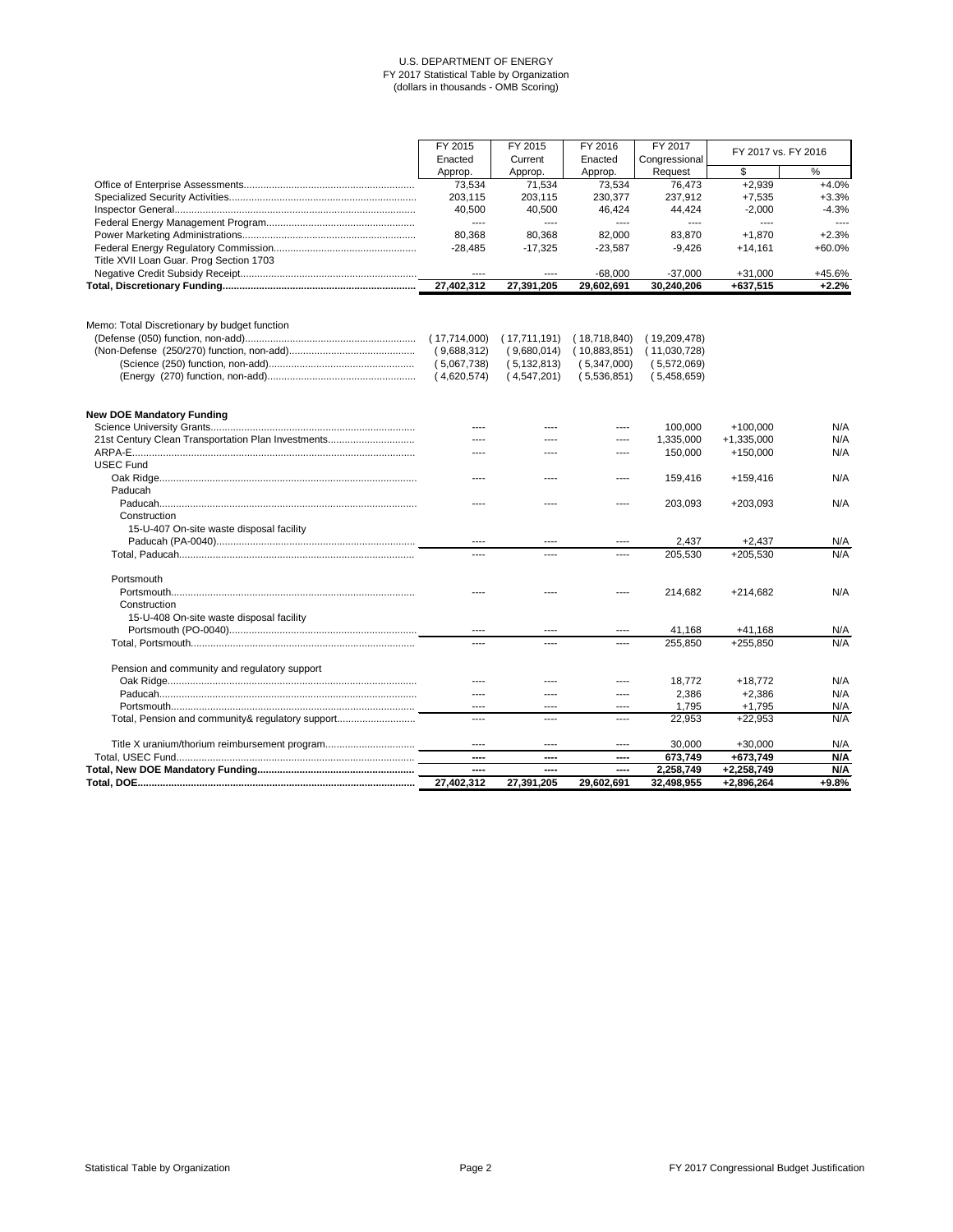U.S. DEPARTMENT OF ENERGY
FY 2017 Statistical Table by Organization
(dollars in thousands - OMB Scoring)

| | FY 2015 Enacted Approp. | FY 2015 Current Approp. | FY 2016 Enacted Approp. | FY 2017 Congressional Request | FY 2017 vs. FY 2016 | |
|---|---|---|---|---|---|---|
| | | | | | $ | % |
| Office of Enterprise Assessments | 73,534 | 71,534 | 73,534 | 76,473 | +2,939 | +4.0% |
| Specialized Security Activities | 203,115 | 203,115 | 230,377 | 237,912 | +7,535 | +3.3% |
| Inspector General | 40,500 | 40,500 | 46,424 | 44,424 | -2,000 | -4.3% |
| Federal Energy Management Program | ---- | ---- | ---- | ---- | ---- | ---- |
| Power Marketing Administrations | 80,368 | 80,368 | 82,000 | 83,870 | +1,870 | +2.3% |
| Federal Energy Regulatory Commission | -28,485 | -17,325 | -23,587 | -9,426 | +14,161 | +60.0% |
| Title XVII Loan Guar. Prog Section 1703 | | | | | | |
| Negative Credit Subsidy Receipt | ---- | ---- | -68,000 | -37,000 | +31,000 | +45.6% |
| **Total, Discretionary Funding** | **27,402,312** | **27,391,205** | **29,602,691** | **30,240,206** | **+637,515** | **+2.2%** |
| | | | | | | |
| Memo: Total Discretionary by budget function | | | | | | |
| (Defense (050) function, non-add) | ( 17,714,000) | ( 17,711,191) | ( 18,718,840) | ( 19,209,478) | | |
| (Non-Defense (250/270) function, non-add) | ( 9,688,312) | ( 9,680,014) | ( 10,883,851) | ( 11,030,728) | | |
| (Science 250) function, non-add) | ( 5,067,738) | ( 5,132,813) | ( 5,347,000) | ( 5,572,069) | | |
| (Energy (270) function, non-add) | ( 4,620,574) | ( 4,547,201) | ( 5,536,851) | ( 5,458,659) | | |
| | | | | | | |
| **New DOE Mandatory Funding** | | | | | | |
| Science University Grants | ---- | ---- | ---- | 100,000 | +100,000 | N/A |
| 21st Century Clean Transportation Plan Investments | ---- | ---- | ---- | 1,335,000 | +1,335,000 | N/A |
| ARPA-E | ---- | ---- | ---- | 150,000 | +150,000 | N/A |
| USEC Fund | | | | | | |
| Oak Ridge | ---- | ---- | ---- | 159,416 | +159,416 | N/A |
| Paducah | | | | | | |
| Paducah | ---- | ---- | ---- | 203,093 | +203,093 | N/A |
| Construction | | | | | | |
| 15-U-407 On-site waste disposal facility | | | | | | |
| Paducah (PA-0040) | ---- | ---- | ---- | 2,437 | +2,437 | N/A |
| Total, Paducah | ---- | ---- | ---- | 205,530 | +205,530 | N/A |
| | | | | | | |
| Portsmouth | | | | | | |
| Portsmouth | ---- | ---- | ---- | 214,682 | +214,682 | N/A |
| Construction | | | | | | |
| 15-U-408 On-site waste disposal facility | | | | | | |
| Portsmouth (PO-0040) | ---- | ---- | ---- | 41,168 | +41,168 | N/A |
| Total, Portsmouth | ---- | ---- | ---- | 255,850 | +255,850 | N/A |
| | | | | | | |
| Pension and community and regulatory support | | | | | | |
| Oak Ridge | ---- | ---- | ---- | 18,772 | +18,772 | N/A |
| Paducah | ---- | ---- | ---- | 2,386 | +2,386 | N/A |
| Portsmouth | ---- | ---- | ---- | 1,795 | +1,795 | N/A |
| Total, Pension and community& regulatory support | ---- | ---- | ---- | 22,953 | +22,953 | N/A |
| | | | | | | |
| Title X uranium/thorium reimbursement program | ---- | ---- | ---- | 30,000 | +30,000 | N/A |
| Total, USEC Fund | ---- | ---- | ---- | 673,749 | +673,749 | N/A |
| **Total, New DOE Mandatory Funding** | **----** | **----** | **----** | **2,258,749** | **+2,258,749** | **N/A** |
| **Total, DOE** | **27,402,312** | **27,391,205** | **29,602,691** | **32,498,955** | **+2,896,264** | **+9.8%** |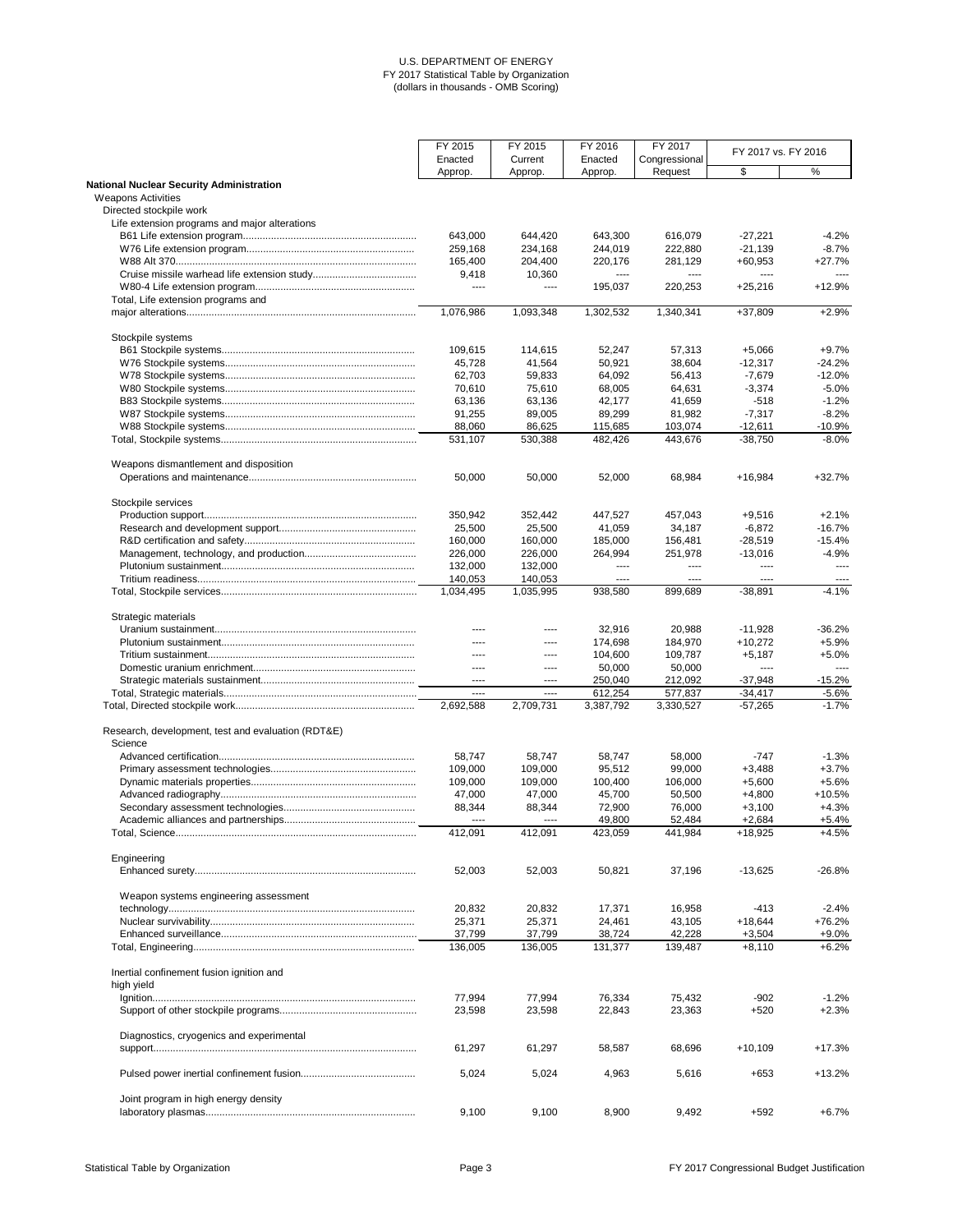U.S. DEPARTMENT OF ENERGY
FY 2017 Statistical Table by Organization
(dollars in thousands - OMB Scoring)

| | FY 2015 Enacted Approp. | FY 2015 Current Approp. | FY 2016 Enacted Approp. | FY 2017 Congressional Request | FY 2017 vs. FY 2016 $ | FY 2017 vs. FY 2016 % |
|---|---|---|---|---|---|---|
| **National Nuclear Security Administration** | | | | | | |
| Weapons Activities | | | | | | |
| Directed stockpile work | | | | | | |
| Life extension programs and major alterations | | | | | | |
| B61 Life extension program | 643,000 | 644,420 | 643,300 | 616,079 | -27,221 | -4.2% |
| W76 Life extension program | 259,168 | 234,168 | 244,019 | 222,880 | -21,139 | -8.7% |
| W88 Alt 370 | 165,400 | 204,400 | 220,176 | 281,129 | +60,953 | +27.7% |
| Cruise missile warhead life extension study | 9,418 | 10,360 | ---- | ---- | ---- | ---- |
| W80-4 Life extension program | ---- | ---- | 195,037 | 220,253 | +25,216 | +12.9% |
| Total, Life extension programs and major alterations | 1,076,986 | 1,093,348 | 1,302,532 | 1,340,341 | +37,809 | +2.9% |
| Stockpile systems | | | | | | |
| B61 Stockpile systems | 109,615 | 114,615 | 52,247 | 57,313 | +5,066 | +9.7% |
| W76 Stockpile systems | 45,728 | 41,564 | 50,921 | 38,604 | -12,317 | -24.2% |
| W78 Stockpile systems | 62,703 | 59,833 | 64,092 | 56,413 | -7,679 | -12.0% |
| W80 Stockpile systems | 70,610 | 75,610 | 68,005 | 64,631 | -3,374 | -5.0% |
| B83 Stockpile systems | 63,136 | 63,136 | 42,177 | 41,659 | -518 | -1.2% |
| W87 Stockpile systems | 91,255 | 89,005 | 89,299 | 81,982 | -7,317 | -8.2% |
| W88 Stockpile systems | 88,060 | 86,625 | 115,685 | 103,074 | -12,611 | -10.9% |
| Total, Stockpile systems | 531,107 | 530,388 | 482,426 | 443,676 | -38,750 | -8.0% |
| Weapons dismantlement and disposition | | | | | | |
| Operations and maintenance | 50,000 | 50,000 | 52,000 | 68,984 | +16,984 | +32.7% |
| Stockpile services | | | | | | |
| Production support | 350,942 | 352,442 | 447,527 | 457,043 | +9,516 | +2.1% |
| Research and development support | 25,500 | 25,500 | 41,059 | 34,187 | -6,872 | -16.7% |
| R&D certification and safety | 160,000 | 160,000 | 185,000 | 156,481 | -28,519 | -15.4% |
| Management, technology, and production | 226,000 | 226,000 | 264,994 | 251,978 | -13,016 | -4.9% |
| Plutonium sustainment | 132,000 | 132,000 | ---- | ---- | ---- | ---- |
| Tritium readiness | 140,053 | 140,053 | ---- | ---- | ---- | ---- |
| Total, Stockpile services | 1,034,495 | 1,035,995 | 938,580 | 899,689 | -38,891 | -4.1% |
| Strategic materials | | | | | | |
| Uranium sustainment | ---- | ---- | 32,916 | 20,988 | -11,928 | -36.2% |
| Plutonium sustainment | ---- | ---- | 174,698 | 184,970 | +10,272 | +5.9% |
| Tritium sustainment | ---- | ---- | 104,600 | 109,787 | +5,187 | +5.0% |
| Domestic uranium enrichment | ---- | ---- | 50,000 | 50,000 | ---- | ---- |
| Strategic materials sustainment | ---- | ---- | 250,040 | 212,092 | -37,948 | -15.2% |
| Total, Strategic materials | ---- | ---- | 612,254 | 577,837 | -34,417 | -5.6% |
| Total, Directed stockpile work | 2,692,588 | 2,709,731 | 3,387,792 | 3,330,527 | -57,265 | -1.7% |
| Research, development, test and evaluation (RDT&E) | | | | | | |
| Science | | | | | | |
| Advanced certification | 58,747 | 58,747 | 58,747 | 58,000 | -747 | -1.3% |
| Primary assessment technologies | 109,000 | 109,000 | 95,512 | 99,000 | +3,488 | +3.7% |
| Dynamic materials properties | 109,000 | 109,000 | 100,400 | 106,000 | +5,600 | +5.6% |
| Advanced radiography | 47,000 | 47,000 | 45,700 | 50,500 | +4,800 | +10.5% |
| Secondary assessment technologies | 88,344 | 88,344 | 72,900 | 76,000 | +3,100 | +4.3% |
| Academic alliances and partnerships | ---- | ---- | 49,800 | 52,484 | +2,684 | +5.4% |
| Total, Science | 412,091 | 412,091 | 423,059 | 441,984 | +18,925 | +4.5% |
| Engineering | | | | | | |
| Enhanced surety | 52,003 | 52,003 | 50,821 | 37,196 | -13,625 | -26.8% |
| Weapon systems engineering assessment technology | 20,832 | 20,832 | 17,371 | 16,958 | -413 | -2.4% |
| Nuclear survivability | 25,371 | 25,371 | 24,461 | 43,105 | +18,644 | +76.2% |
| Enhanced surveillance | 37,799 | 37,799 | 38,724 | 42,228 | +3,504 | +9.0% |
| Total, Engineering | 136,005 | 136,005 | 131,377 | 139,487 | +8,110 | +6.2% |
| Inertial confinement fusion ignition and high yield | | | | | | |
| Ignition | 77,994 | 77,994 | 76,334 | 75,432 | -902 | -1.2% |
| Support of other stockpile programs | 23,598 | 23,598 | 22,843 | 23,363 | +520 | +2.3% |
| Diagnostics, cryogenics and experimental support | 61,297 | 61,297 | 58,587 | 68,696 | +10,109 | +17.3% |
| Pulsed power inertial confinement fusion | 5,024 | 5,024 | 4,963 | 5,616 | +653 | +13.2% |
| Joint program in high energy density laboratory plasmas | 9,100 | 9,100 | 8,900 | 9,492 | +592 | +6.7% |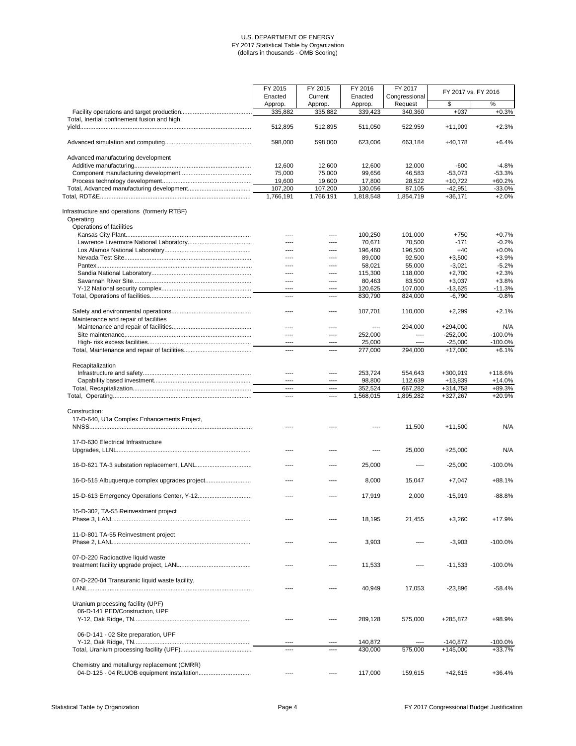U.S. DEPARTMENT OF ENERGY
FY 2017 Statistical Table by Organization
(dollars in thousands - OMB Scoring)

| | FY 2015 Enacted Approp. | FY 2015 Current Approp. | FY 2016 Enacted Approp. | FY 2017 Congressional Request | FY 2017 vs. FY 2016 | |
|---|---|---|---|---|---|---|
| | | | | | $ | % |
| Facility operations and target production | 335,882 | 335,882 | 339,423 | 340,360 | +937 | +0.3% |
| Total, Inertial confinement fusion and high yield | 512,895 | 512,895 | 511,050 | 522,959 | +11,909 | +2.3% |
| Advanced simulation and computing | 598,000 | 598,000 | 623,006 | 663,184 | +40,178 | +6.4% |
| Advanced manufacturing development | | | | | | |
| Additive manufacturing | 12,600 | 12,600 | 12,600 | 12,000 | -600 | -4.8% |
| Component manufacturing development | 75,000 | 75,000 | 99,656 | 46,583 | -53,073 | -53.3% |
| Process technology development | 19,600 | 19,600 | 17,800 | 28,522 | +10,722 | +60.2% |
| Total, Advanced manufacturing development | 107,200 | 107,200 | 130,056 | 87,105 | -42,951 | -33.0% |
| Total, RDT&E | 1,766,191 | 1,766,191 | 1,818,548 | 1,854,719 | +36,171 | +2.0% |
| Infrastructure and operations (formerly RTBF) | | | | | | |
| Operating | | | | | | |
| Operations of facilities | | | | | | |
| Kansas City Plant | ---- | ---- | 100,250 | 101,000 | +750 | +0.7% |
| Lawrence Livermore National Laboratory | ---- | ---- | 70,671 | 70,500 | -171 | -0.2% |
| Los Alamos National Laboratory | ---- | ---- | 196,460 | 196,500 | +40 | +0.0% |
| Nevada Test Site | ---- | ---- | 89,000 | 92,500 | +3,500 | +3.9% |
| Pantex | ---- | ---- | 58,021 | 55,000 | -3,021 | -5.2% |
| Sandia National Laboratory | ---- | ---- | 115,300 | 118,000 | +2,700 | +2.3% |
| Savannah River Site | ---- | ---- | 80,463 | 83,500 | +3,037 | +3.8% |
| Y-12 National security complex | ---- | ---- | 120,625 | 107,000 | -13,625 | -11.3% |
| Total, Operations of facilities | ---- | ---- | 830,790 | 824,000 | -6,790 | -0.8% |
| Safety and environmental operations | ---- | ---- | 107,701 | 110,000 | +2,299 | +2.1% |
| Maintenance and repair of facilities | | | | | | |
| Maintenance and repair of facilities | ---- | ---- | ---- | 294,000 | +294,000 | N/A |
| Site maintenance | ---- | ---- | 252,000 | ---- | -252,000 | -100.0% |
| High- risk excess facilities | ---- | ---- | 25,000 | ---- | -25,000 | -100.0% |
| Total, Maintenance and repair of facilities | ---- | ---- | 277,000 | 294,000 | +17,000 | +6.1% |
| Recapitalization | | | | | | |
| Infrastructure and safety | ---- | ---- | 253,724 | 554,643 | +300,919 | +118.6% |
| Capability based investment | ---- | ---- | 98,800 | 112,639 | +13,839 | +14.0% |
| Total, Recapitalization | ---- | ---- | 352,524 | 667,282 | +314,758 | +89.3% |
| Total, Operating | ---- | ---- | 1,568,015 | 1,895,282 | +327,267 | +20.9% |
| Construction: | | | | | | |
| 17-D-640, U1a Complex Enhancements Project, NNSS | ---- | ---- | ---- | 11,500 | +11,500 | N/A |
| 17-D-630 Electrical Infrastructure Upgrades, LLNL | ---- | ---- | ---- | 25,000 | +25,000 | N/A |
| 16-D-621 TA-3 substation replacement, LANL | ---- | ---- | 25,000 | ---- | -25,000 | -100.0% |
| 16-D-515 Albuquerque complex upgrades project | ---- | ---- | 8,000 | 15,047 | +7,047 | +88.1% |
| 15-D-613 Emergency Operations Center, Y-12 | ---- | ---- | 17,919 | 2,000 | -15,919 | -88.8% |
| 15-D-302, TA-55 Reinvestment project Phase 3, LANL | ---- | ---- | 18,195 | 21,455 | +3,260 | +17.9% |
| 11-D-801 TA-55 Reinvestment project Phase 2, LANL | ---- | ---- | 3,903 | ---- | -3,903 | -100.0% |
| 07-D-220 Radioactive liquid waste treatment facility upgrade project, LANL | ---- | ---- | 11,533 | ---- | -11,533 | -100.0% |
| 07-D-220-04 Transuranic liquid waste facility, LANL | ---- | ---- | 40,949 | 17,053 | -23,896 | -58.4% |
| Uranium processing facility (UPF) | | | | | | |
| 06-D-141 PED/Construction, UPF Y-12, Oak Ridge, TN | ---- | ---- | 289,128 | 575,000 | +285,872 | +98.9% |
| 06-D-141 - 02 Site preparation, UPF Y-12, Oak Ridge, TN | ---- | ---- | 140,872 | ---- | -140,872 | -100.0% |
| Total, Uranium processing facility (UPF) | ---- | ---- | 430,000 | 575,000 | +145,000 | +33.7% |
| Chemistry and metallurgy replacement (CMRR) | | | | | | |
| 04-D-125 - 04 RLUOB equipment installation | ---- | ---- | 117,000 | 159,615 | +42,615 | +36.4% |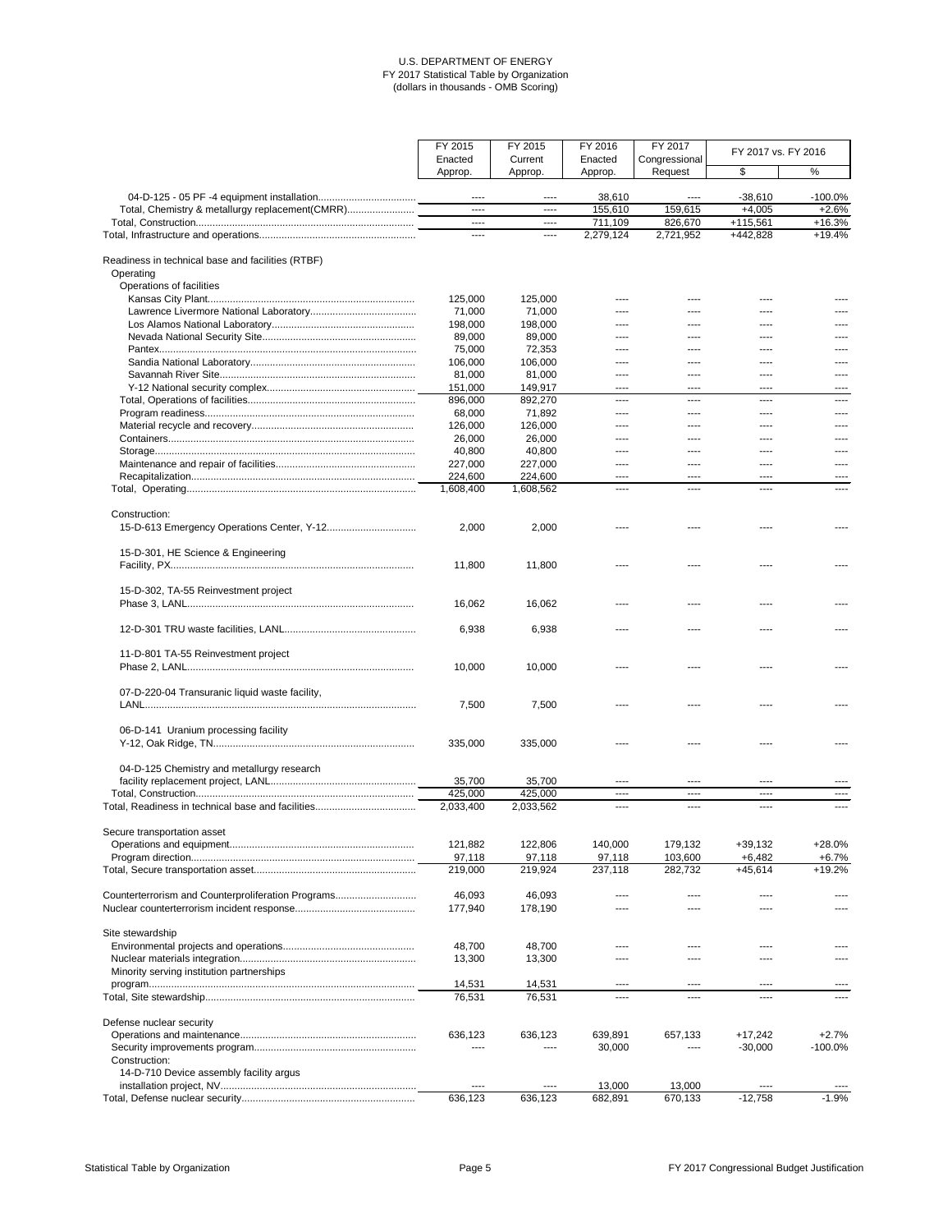U.S. DEPARTMENT OF ENERGY
FY 2017 Statistical Table by Organization
(dollars in thousands - OMB Scoring)

| | FY 2015 Enacted Approp. | FY 2015 Current Approp. | FY 2016 Enacted Approp. | FY 2017 Congressional Request | FY 2017 vs. FY 2016 | |
|---|---|---|---|---|---|---|
| | | | | | $ | % |
| 04-D-125 - 05 PF -4 equipment installation | ---- | ---- | 38,610 | ---- | -38,610 | -100.0% |
| Total, Chemistry & metallurgy replacement(CMRR) | ---- | ---- | 155,610 | 159,615 | +4,005 | +2.6% |
| Total, Construction | ---- | ---- | 711,109 | 826,670 | +115,561 | +16.3% |
| Total, Infrastructure and operations | ---- | ---- | 2,279,124 | 2,721,952 | +442,828 | +19.4% |
| | | | | | | |
| Readiness in technical base and facilities (RTBF) | | | | | | |
| Operating | | | | | | |
| Operations of facilities | | | | | | |
| Kansas City Plant | 125,000 | 125,000 | ---- | ---- | ---- | ---- |
| Lawrence Livermore National Laboratory | 71,000 | 71,000 | ---- | ---- | ---- | ---- |
| Los Alamos National Laboratory | 198,000 | 198,000 | ---- | ---- | ---- | ---- |
| Nevada National Security Site | 89,000 | 89,000 | ---- | ---- | ---- | ---- |
| Pantex | 75,000 | 72,353 | ---- | ---- | ---- | ---- |
| Sandia National Laboratory | 106,000 | 106,000 | ---- | ---- | ---- | ---- |
| Savannah River Site | 81,000 | 81,000 | ---- | ---- | ---- | ---- |
| Y-12 National security complex | 151,000 | 149,917 | ---- | ---- | ---- | ---- |
| Total, Operations of facilities | 896,000 | 892,270 | ---- | ---- | ---- | ---- |
| Program readiness | 68,000 | 71,892 | ---- | ---- | ---- | ---- |
| Material recycle and recovery | 126,000 | 126,000 | ---- | ---- | ---- | ---- |
| Containers | 26,000 | 26,000 | ---- | ---- | ---- | ---- |
| Storage | 40,800 | 40,800 | ---- | ---- | ---- | ---- |
| Maintenance and repair of facilities | 227,000 | 227,000 | ---- | ---- | ---- | ---- |
| Recapitalization | 224,600 | 224,600 | ---- | ---- | ---- | ---- |
| Total, Operating | 1,608,400 | 1,608,562 | ---- | ---- | ---- | ---- |
| | | | | | | |
| Construction: | | | | | | |
| 15-D-613 Emergency Operations Center, Y-12 | 2,000 | 2,000 | ---- | ---- | ---- | ---- |
| 15-D-301, HE Science & Engineering Facility, PX | 11,800 | 11,800 | ---- | ---- | ---- | ---- |
| 15-D-302, TA-55 Reinvestment project Phase 3, LANL | 16,062 | 16,062 | ---- | ---- | ---- | ---- |
| 12-D-301 TRU waste facilities, LANL | 6,938 | 6,938 | ---- | ---- | ---- | ---- |
| 11-D-801 TA-55 Reinvestment project Phase 2, LANL | 10,000 | 10,000 | ---- | ---- | ---- | ---- |
| 07-D-220-04 Transuranic liquid waste facility, LANL | 7,500 | 7,500 | ---- | ---- | ---- | ---- |
| 06-D-141 Uranium processing facility Y-12, Oak Ridge, TN | 335,000 | 335,000 | ---- | ---- | ---- | ---- |
| 04-D-125 Chemistry and metallurgy research facility replacement project, LANL | 35,700 | 35,700 | ---- | ---- | ---- | ---- |
| Total, Construction | 425,000 | 425,000 | ---- | ---- | ---- | ---- |
| Total, Readiness in technical base and facilities | 2,033,400 | 2,033,562 | ---- | ---- | ---- | ---- |
| | | | | | | |
| Secure transportation asset | | | | | | |
| Operations and equipment | 121,882 | 122,806 | 140,000 | 179,132 | +39,132 | +28.0% |
| Program direction | 97,118 | 97,118 | 97,118 | 103,600 | +6,482 | +6.7% |
| Total, Secure transportation asset | 219,000 | 219,924 | 237,118 | 282,732 | +45,614 | +19.2% |
| | | | | | | |
| Counterterrorism and Counterproliferation Programs | 46,093 | 46,093 | ---- | ---- | ---- | ---- |
| Nuclear counterterrorism incident response | 177,940 | 178,190 | ---- | ---- | ---- | ---- |
| | | | | | | |
| Site stewardship | | | | | | |
| Environmental projects and operations | 48,700 | 48,700 | ---- | ---- | ---- | ---- |
| Nuclear materials integration | 13,300 | 13,300 | ---- | ---- | ---- | ---- |
| Minority serving institution partnerships program | 14,531 | 14,531 | ---- | ---- | ---- | ---- |
| Total, Site stewardship | 76,531 | 76,531 | ---- | ---- | ---- | ---- |
| | | | | | | |
| Defense nuclear security | | | | | | |
| Operations and maintenance | 636,123 | 636,123 | 639,891 | 657,133 | +17,242 | +2.7% |
| Security improvements program | ---- | ---- | 30,000 | ---- | -30,000 | -100.0% |
| Construction: | | | | | | |
| 14-D-710 Device assembly facility argus installation project, NV | ---- | ---- | 13,000 | 13,000 | ---- | ---- |
| Total, Defense nuclear security | 636,123 | 636,123 | 682,891 | 670,133 | -12,758 | -1.9% |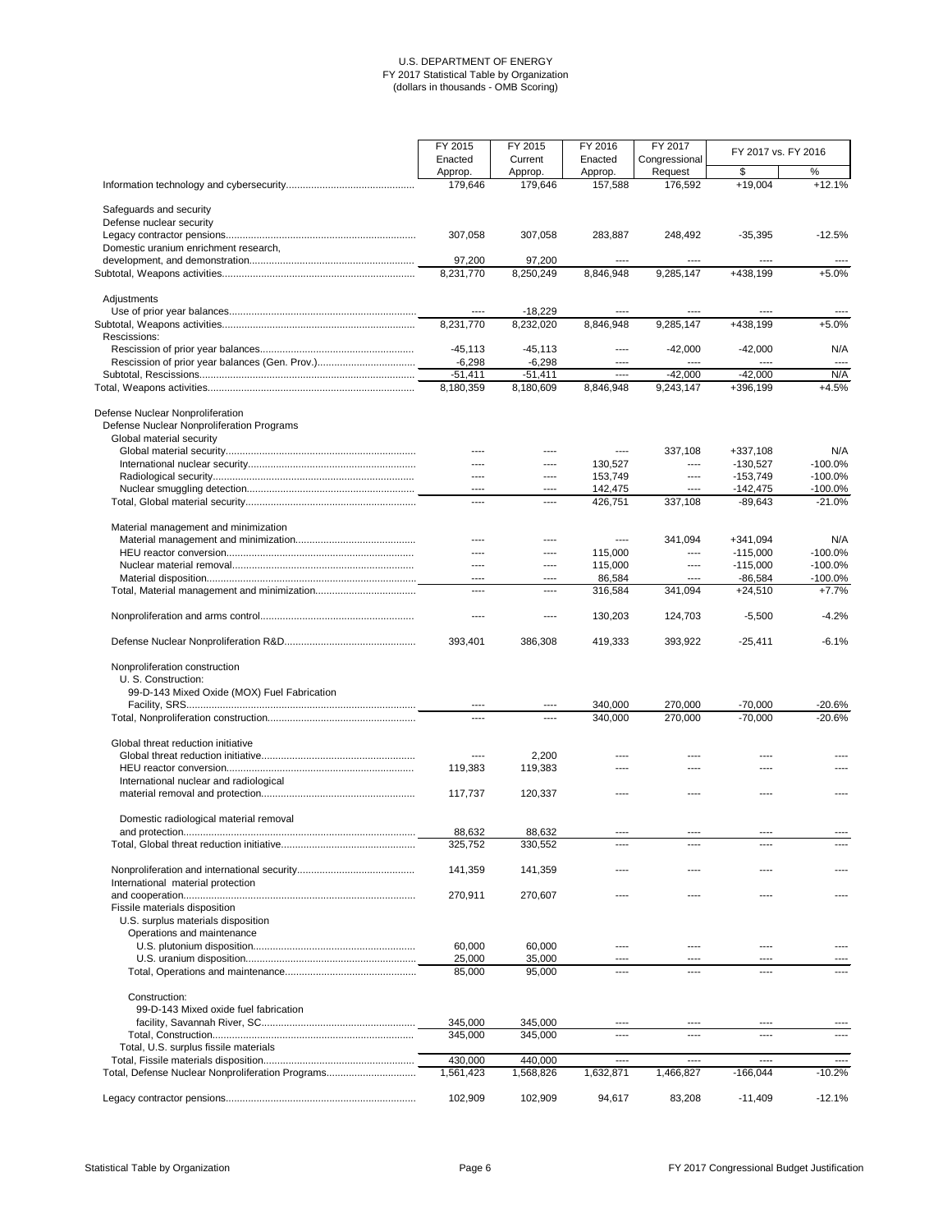U.S. DEPARTMENT OF ENERGY
FY 2017 Statistical Table by Organization
(dollars in thousands - OMB Scoring)

| | FY 2015 Enacted Approp. | FY 2015 Current Approp. | FY 2016 Enacted Approp. | FY 2017 Congressional Request | FY 2017 vs. FY 2016 | |
|---|---|---|---|---|---|---|
| | | | | | $ | % |
| Information technology and cybersecurity | 179,646 | 179,646 | 157,588 | 176,592 | +19,004 | +12.1% |
| Safeguards and security | | | | | | |
| Defense nuclear security | | | | | | |
| Legacy contractor pensions | 307,058 | 307,058 | 283,887 | 248,492 | -35,395 | -12.5% |
| Domestic uranium enrichment research, development, and demonstration | 97,200 | 97,200 | ---- | ---- | ---- | ---- |
| Subtotal, Weapons activities | 8,231,770 | 8,250,249 | 8,846,948 | 9,285,147 | +438,199 | +5.0% |
| Adjustments | | | | | | |
| Use of prior year balances | ---- | -18,229 | ---- | ---- | ---- | ---- |
| Subtotal, Weapons activities | 8,231,770 | 8,232,020 | 8,846,948 | 9,285,147 | +438,199 | +5.0% |
| Rescissions: | | | | | | |
| Rescission of prior year balances | -45,113 | -45,113 | ---- | -42,000 | -42,000 | N/A |
| Rescission of prior year balances (Gen. Prov.) | -6,298 | -6,298 | ---- | ---- | ---- | ---- |
| Subtotal, Rescissions | -51,411 | -51,411 | ---- | -42,000 | -42,000 | N/A |
| Total, Weapons activities | 8,180,359 | 8,180,609 | 8,846,948 | 9,243,147 | +396,199 | +4.5% |
| Defense Nuclear Nonproliferation | | | | | | |
| Defense Nuclear Nonproliferation Programs | | | | | | |
| Global material security | | | | | | |
| Global material security | ---- | ---- | ---- | 337,108 | +337,108 | N/A |
| International nuclear security | ---- | ---- | 130,527 | ---- | -130,527 | -100.0% |
| Radiological security | ---- | ---- | 153,749 | ---- | -153,749 | -100.0% |
| Nuclear smuggling detection | ---- | ---- | 142,475 | ---- | -142,475 | -100.0% |
| Total, Global material security | ---- | ---- | 426,751 | 337,108 | -89,643 | -21.0% |
| Material management and minimization | | | | | | |
| Material management and minimization | ---- | ---- | ---- | 341,094 | +341,094 | N/A |
| HEU reactor conversion | ---- | ---- | 115,000 | ---- | -115,000 | -100.0% |
| Nuclear material removal | ---- | ---- | 115,000 | ---- | -115,000 | -100.0% |
| Material disposition | ---- | ---- | 86,584 | ---- | -86,584 | -100.0% |
| Total, Material management and minimization | ---- | ---- | 316,584 | 341,094 | +24,510 | +7.7% |
| Nonproliferation and arms control | ---- | ---- | 130,203 | 124,703 | -5,500 | -4.2% |
| Defense Nuclear Nonproliferation R&D | 393,401 | 386,308 | 419,333 | 393,922 | -25,411 | -6.1% |
| Nonproliferation construction | | | | | | |
| U. S. Construction: | | | | | | |
| 99-D-143 Mixed Oxide (MOX) Fuel Fabrication Facility, SRS | ---- | ---- | 340,000 | 270,000 | -70,000 | -20.6% |
| Total, Nonproliferation construction | ---- | ---- | 340,000 | 270,000 | -70,000 | -20.6% |
| Global threat reduction initiative | | | | | | |
| Global threat reduction initiative | ---- | 2,200 | ---- | ---- | ---- | ---- |
| HEU reactor conversion | 119,383 | 119,383 | ---- | ---- | ---- | ---- |
| International nuclear and radiological material removal and protection | 117,737 | 120,337 | ---- | ---- | ---- | ---- |
| Domestic radiological material removal and protection | 88,632 | 88,632 | ---- | ---- | ---- | ---- |
| Total, Global threat reduction initiative | 325,752 | 330,552 | ---- | ---- | ---- | ---- |
| Nonproliferation and international security | 141,359 | 141,359 | ---- | ---- | ---- | ---- |
| International material protection and cooperation | 270,911 | 270,607 | ---- | ---- | ---- | ---- |
| Fissile materials disposition | | | | | | |
| U.S. surplus materials disposition | | | | | | |
| Operations and maintenance | | | | | | |
| U.S. plutonium disposition | 60,000 | 60,000 | ---- | ---- | ---- | ---- |
| U.S. uranium disposition | 25,000 | 35,000 | ---- | ---- | ---- | ---- |
| Total, Operations and maintenance | 85,000 | 95,000 | ---- | ---- | ---- | ---- |
| Construction: | | | | | | |
| 99-D-143 Mixed oxide fuel fabrication facility, Savannah River, SC | 345,000 | 345,000 | ---- | ---- | ---- | ---- |
| Total, Construction | 345,000 | 345,000 | ---- | ---- | ---- | ---- |
| Total, U.S. surplus fissile materials | | | | | | |
| Total, Fissile materials disposition | 430,000 | 440,000 | ---- | ---- | ---- | ---- |
| Total, Defense Nuclear Nonproliferation Programs | 1,561,423 | 1,568,826 | 1,632,871 | 1,466,827 | -166,044 | -10.2% |
| Legacy contractor pensions | 102,909 | 102,909 | 94,617 | 83,208 | -11,409 | -12.1% |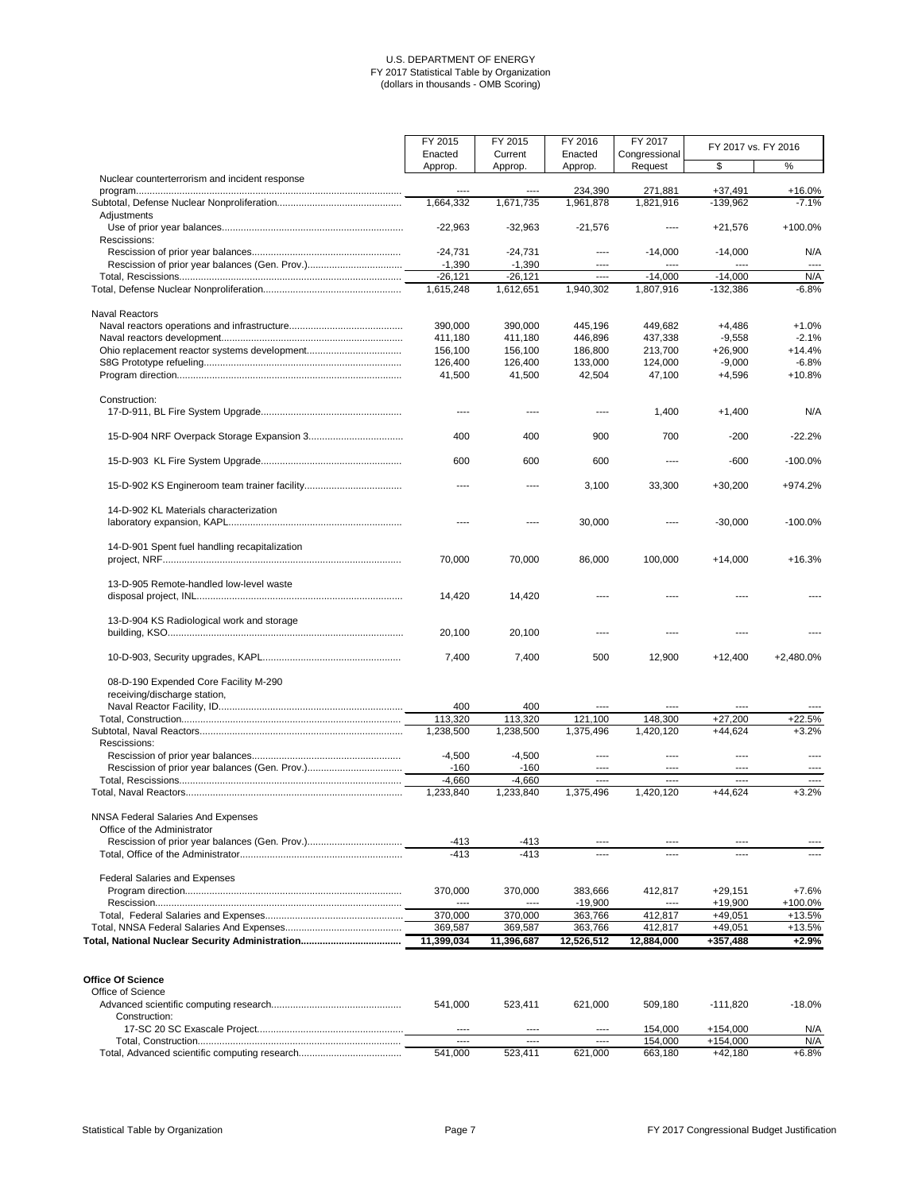U.S. DEPARTMENT OF ENERGY
FY 2017 Statistical Table by Organization
(dollars in thousands - OMB Scoring)

| | FY 2015 Enacted Approp. | FY 2015 Current Approp. | FY 2016 Enacted Approp. | FY 2017 Congressional Request | FY 2017 vs. FY 2016 | |
|---|---|---|---|---|---|---|
| | | | | | $ | % |
| Nuclear counterterrorism and incident response program | ---- | ---- | 234,390 | 271,881 | +37,491 | +16.0% |
| Subtotal, Defense Nuclear Nonproliferation | 1,664,332 | 1,671,735 | 1,961,878 | 1,821,916 | -139,962 | -7.1% |
| Adjustments | | | | | | |
| Use of prior year balances | -22,963 | -32,963 | -21,576 | ---- | +21,576 | +100.0% |
| Rescissions: | | | | | | |
| Rescission of prior year balances | -24,731 | -24,731 | ---- | -14,000 | -14,000 | N/A |
| Rescission of prior year balances (Gen. Prov.) | -1,390 | -1,390 | ---- | ---- | ---- | ---- |
| Total, Rescissions | -26,121 | -26,121 | ---- | -14,000 | -14,000 | N/A |
| Total, Defense Nuclear Nonproliferation | 1,615,248 | 1,612,651 | 1,940,302 | 1,807,916 | -132,386 | -6.8% |
| | | | | | | |
| Naval Reactors | | | | | | |
| Naval reactors operations and infrastructure | 390,000 | 390,000 | 445,196 | 449,682 | +4,486 | +1.0% |
| Naval reactors development | 411,180 | 411,180 | 446,896 | 437,338 | -9,558 | -2.1% |
| Ohio replacement reactor systems development | 156,100 | 156,100 | 186,800 | 213,700 | +26,900 | +14.4% |
| S8G Prototype refueling | 126,400 | 126,400 | 133,000 | 124,000 | -9,000 | -6.8% |
| Program direction | 41,500 | 41,500 | 42,504 | 47,100 | +4,596 | +10.8% |
| | | | | | | |
| Construction: | | | | | | |
| 17-D-911, BL Fire System Upgrade | ---- | ---- | ---- | 1,400 | +1,400 | N/A |
| 15-D-904 NRF Overpack Storage Expansion 3 | 400 | 400 | 900 | 700 | -200 | -22.2% |
| 15-D-903 KL Fire System Upgrade | 600 | 600 | 600 | ---- | -600 | -100.0% |
| 15-D-902 KS Engineroom team trainer facility | ---- | ---- | 3,100 | 33,300 | +30,200 | +974.2% |
| 14-D-902 KL Materials characterization laboratory expansion, KAPL | ---- | ---- | 30,000 | ---- | -30,000 | -100.0% |
| 14-D-901 Spent fuel handling recapitalization project, NRF | 70,000 | 70,000 | 86,000 | 100,000 | +14,000 | +16.3% |
| 13-D-905 Remote-handled low-level waste disposal project, INL | 14,420 | 14,420 | ---- | ---- | ---- | ---- |
| 13-D-904 KS Radiological work and storage building, KSO | 20,100 | 20,100 | ---- | ---- | ---- | ---- |
| 10-D-903, Security upgrades, KAPL | 7,400 | 7,400 | 500 | 12,900 | +12,400 | +2,480.0% |
| 08-D-190 Expended Core Facility M-290 receiving/discharge station, Naval Reactor Facility, ID | 400 | 400 | ---- | ---- | ---- | ---- |
| Total, Construction | 113,320 | 113,320 | 121,100 | 148,300 | +27,200 | +22.5% |
| Subtotal, Naval Reactors | 1,238,500 | 1,238,500 | 1,375,496 | 1,420,120 | +44,624 | +3.2% |
| Rescissions: | | | | | | |
| Rescission of prior year balances | -4,500 | -4,500 | ---- | ---- | ---- | ---- |
| Rescission of prior year balances (Gen. Prov.) | -160 | -160 | ---- | ---- | ---- | ---- |
| Total, Rescissions | -4,660 | -4,660 | ---- | ---- | ---- | ---- |
| Total, Naval Reactors | 1,233,840 | 1,233,840 | 1,375,496 | 1,420,120 | +44,624 | +3.2% |
| | | | | | | |
| NNSA Federal Salaries And Expenses | | | | | | |
| Office of the Administrator | | | | | | |
| Rescission of prior year balances (Gen. Prov.) | -413 | -413 | ---- | ---- | ---- | ---- |
| Total, Office of the Administrator | -413 | -413 | ---- | ---- | ---- | ---- |
| | | | | | | |
| Federal Salaries and Expenses | | | | | | |
| Program direction | 370,000 | 370,000 | 383,666 | 412,817 | +29,151 | +7.6% |
| Rescission | ---- | ---- | -19,900 | ---- | +19,900 | +100.0% |
| Total, Federal Salaries and Expenses | 370,000 | 370,000 | 363,766 | 412,817 | +49,051 | +13.5% |
| Total, NNSA Federal Salaries And Expenses | 369,587 | 369,587 | 363,766 | 412,817 | +49,051 | +13.5% |
| **Total, National Nuclear Security Administration** | **11,399,034** | **11,396,687** | **12,526,512** | **12,884,000** | **+357,488** | **+2.9%** |
| | | | | | | |
| **Office Of Science** | | | | | | |
| Office of Science | | | | | | |
| Advanced scientific computing research | 541,000 | 523,411 | 621,000 | 509,180 | -111,820 | -18.0% |
| Construction: | | | | | | |
| 17-SC 20 SC Exascale Project | ---- | ---- | ---- | 154,000 | +154,000 | N/A |
| Total, Construction | ---- | ---- | ---- | 154,000 | +154,000 | N/A |
| Total, Advanced scientific computing research | 541,000 | 523,411 | 621,000 | 663,180 | +42,180 | +6.8% |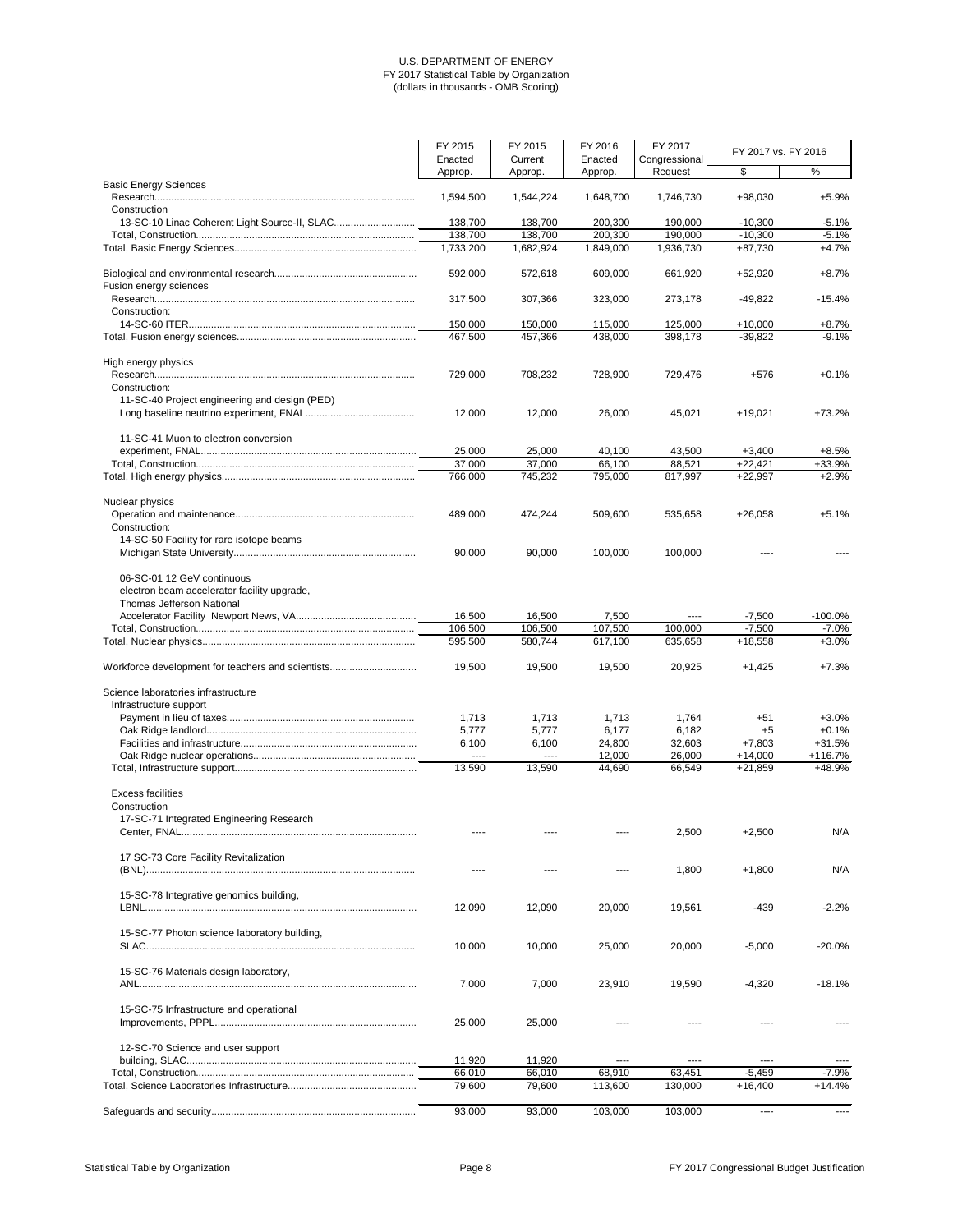U.S. DEPARTMENT OF ENERGY
FY 2017 Statistical Table by Organization
(dollars in thousands - OMB Scoring)

| | FY 2015 Enacted Approp. | FY 2015 Current Approp. | FY 2016 Enacted Approp. | FY 2017 Congressional Request | FY 2017 vs. FY 2016 $ | FY 2017 vs. FY 2016 % |
|---|---|---|---|---|---|---|
| Basic Energy Sciences | | | | | | |
| Research | 1,594,500 | 1,544,224 | 1,648,700 | 1,746,730 | +98,030 | +5.9% |
| Construction | | | | | | |
| 13-SC-10 Linac Coherent Light Source-II, SLAC | 138,700 | 138,700 | 200,300 | 190,000 | -10,300 | -5.1% |
| Total, Construction | 138,700 | 138,700 | 200,300 | 190,000 | -10,300 | -5.1% |
| Total, Basic Energy Sciences | 1,733,200 | 1,682,924 | 1,849,000 | 1,936,730 | +87,730 | +4.7% |
| Biological and environmental research | 592,000 | 572,618 | 609,000 | 661,920 | +52,920 | +8.7% |
| Fusion energy sciences | | | | | | |
| Research | 317,500 | 307,366 | 323,000 | 273,178 | -49,822 | -15.4% |
| Construction: | | | | | | |
| 14-SC-60 ITER | 150,000 | 150,000 | 115,000 | 125,000 | +10,000 | +8.7% |
| Total, Fusion energy sciences | 467,500 | 457,366 | 438,000 | 398,178 | -39,822 | -9.1% |
| High energy physics | | | | | | |
| Research | 729,000 | 708,232 | 728,900 | 729,476 | +576 | +0.1% |
| Construction: | | | | | | |
| 11-SC-40 Project engineering and design (PED) Long baseline neutrino experiment, FNAL | 12,000 | 12,000 | 26,000 | 45,021 | +19,021 | +73.2% |
| 11-SC-41 Muon to electron conversion experiment, FNAL | 25,000 | 25,000 | 40,100 | 43,500 | +3,400 | +8.5% |
| Total, Construction | 37,000 | 37,000 | 66,100 | 88,521 | +22,421 | +33.9% |
| Total, High energy physics | 766,000 | 745,232 | 795,000 | 817,997 | +22,997 | +2.9% |
| Nuclear physics | | | | | | |
| Operation and maintenance | 489,000 | 474,244 | 509,600 | 535,658 | +26,058 | +5.1% |
| Construction: | | | | | | |
| 14-SC-50 Facility for rare isotope beams Michigan State University | 90,000 | 90,000 | 100,000 | 100,000 | ---- | ---- |
| 06-SC-01 12 GeV continuous electron beam accelerator facility upgrade, Thomas Jefferson National Accelerator Facility Newport News, VA | 16,500 | 16,500 | 7,500 | ---- | -7,500 | -100.0% |
| Total, Construction | 106,500 | 106,500 | 107,500 | 100,000 | -7,500 | -7.0% |
| Total, Nuclear physics | 595,500 | 580,744 | 617,100 | 635,658 | +18,558 | +3.0% |
| Workforce development for teachers and scientists | 19,500 | 19,500 | 19,500 | 20,925 | +1,425 | +7.3% |
| Science laboratories infrastructure | | | | | | |
| Infrastructure support | | | | | | |
| Payment in lieu of taxes | 1,713 | 1,713 | 1,713 | 1,764 | +51 | +3.0% |
| Oak Ridge landlord | 5,777 | 5,777 | 6,177 | 6,182 | +5 | +0.1% |
| Facilities and infrastructure | 6,100 | 6,100 | 24,800 | 32,603 | +7,803 | +31.5% |
| Oak Ridge nuclear operations | ---- | ---- | 12,000 | 26,000 | +14,000 | +116.7% |
| Total, Infrastructure support | 13,590 | 13,590 | 44,690 | 66,549 | +21,859 | +48.9% |
| Excess facilities | | | | | | |
| Construction | | | | | | |
| 17-SC-71 Integrated Engineering Research Center, FNAL | ---- | ---- | ---- | 2,500 | +2,500 | N/A |
| 17 SC-73 Core Facility Revitalization (BNL) | ---- | ---- | ---- | 1,800 | +1,800 | N/A |
| 15-SC-78 Integrative genomics building, LBNL | 12,090 | 12,090 | 20,000 | 19,561 | -439 | -2.2% |
| 15-SC-77 Photon science laboratory building, SLAC | 10,000 | 10,000 | 25,000 | 20,000 | -5,000 | -20.0% |
| 15-SC-76 Materials design laboratory, ANL | 7,000 | 7,000 | 23,910 | 19,590 | -4,320 | -18.1% |
| 15-SC-75 Infrastructure and operational Improvements, PPPL | 25,000 | 25,000 | ---- | ---- | ---- | ---- |
| 12-SC-70 Science and user support building, SLAC | 11,920 | 11,920 | ---- | ---- | ---- | ---- |
| Total, Construction | 66,010 | 66,010 | 68,910 | 63,451 | -5,459 | -7.9% |
| Total, Science Laboratories Infrastructure | 79,600 | 79,600 | 113,600 | 130,000 | +16,400 | +14.4% |
| Safeguards and security | 93,000 | 93,000 | 103,000 | 103,000 | ---- | ---- |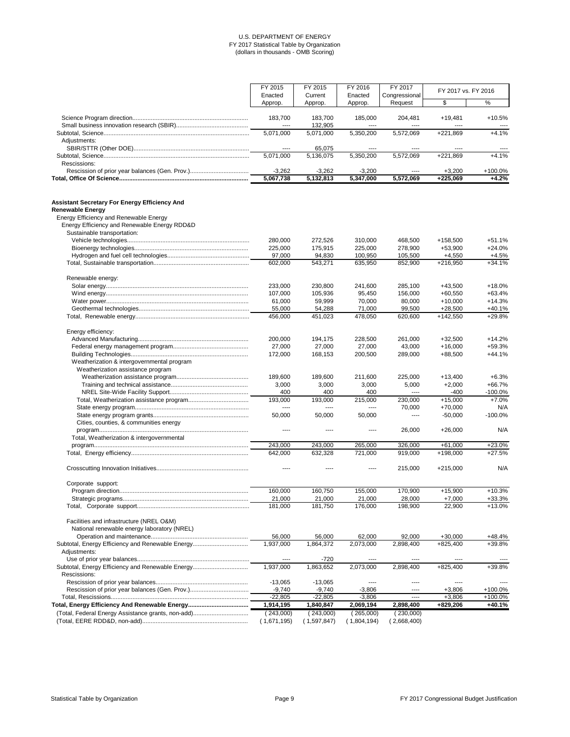U.S. DEPARTMENT OF ENERGY
FY 2017 Statistical Table by Organization
(dollars in thousands - OMB Scoring)

| | FY 2015 Enacted Approp. | FY 2015 Current Approp. | FY 2016 Enacted Approp. | FY 2017 Congressional Request | FY 2017 vs. FY 2016 | |
|---|---|---|---|---|---|---|
| | | | | | $ | % |
| Science Program direction | 183,700 | 183,700 | 185,000 | 204,481 | +19,481 | +10.5% |
| Small business innovation research (SBIR) | ---- | 132,905 | ---- | ---- | ---- | ---- |
| Subtotal, Science | 5,071,000 | 5,071,000 | 5,350,200 | 5,572,069 | +221,869 | +4.1% |
| Adjustments: | | | | | | |
| SBIR/STTR (Other DOE) | ---- | 65,075 | ---- | ---- | ---- | ---- |
| Subtotal, Science | 5,071,000 | 5,136,075 | 5,350,200 | 5,572,069 | +221,869 | +4.1% |
| Rescissions: | | | | | | |
| Rescission of prior year balances (Gen. Prov.) | -3,262 | -3,262 | -3,200 | ---- | +3,200 | +100.0% |
| **Total, Office Of Science** | **5,067,738** | **5,132,813** | **5,347,000** | **5,572,069** | **+225,069** | **+4.2%** |
| | | | | | | |
| **Assistant Secretary For Energy Efficiency And Renewable Energy** | | | | | | |
| Energy Efficiency and Renewable Energy | | | | | | |
| Energy Efficiency and Renewable Energy RDD&D | | | | | | |
| Sustainable transportation: | | | | | | |
| Vehicle technologies | 280,000 | 272,526 | 310,000 | 468,500 | +158,500 | +51.1% |
| Bioenergy technologies | 225,000 | 175,915 | 225,000 | 278,900 | +53,900 | +24.0% |
| Hydrogen and fuel cell technologies | 97,000 | 94,830 | 100,950 | 105,500 | +4,550 | +4.5% |
| Total, Sustainable transportation | 602,000 | 543,271 | 635,950 | 852,900 | +216,950 | +34.1% |
| | | | | | | |
| Renewable energy: | | | | | | |
| Solar energy | 233,000 | 230,800 | 241,600 | 285,100 | +43,500 | +18.0% |
| Wind energy | 107,000 | 105,936 | 95,450 | 156,000 | +60,550 | +63.4% |
| Water power | 61,000 | 59,999 | 70,000 | 80,000 | +10,000 | +14.3% |
| Geothermal technologies | 55,000 | 54,288 | 71,000 | 99,500 | +28,500 | +40.1% |
| Total, Renewable energy | 456,000 | 451,023 | 478,050 | 620,600 | +142,550 | +29.8% |
| | | | | | | |
| Energy efficiency: | | | | | | |
| Advanced Manufacturing | 200,000 | 194,175 | 228,500 | 261,000 | +32,500 | +14.2% |
| Federal energy management program | 27,000 | 27,000 | 27,000 | 43,000 | +16,000 | +59.3% |
| Building Technologies | 172,000 | 168,153 | 200,500 | 289,000 | +88,500 | +44.1% |
| Weatherization & intergovernmental program | | | | | | |
| Weatherization assistance program | | | | | | |
| Weatherization assistance program | 189,600 | 189,600 | 211,600 | 225,000 | +13,400 | +6.3% |
| Training and technical assistance | 3,000 | 3,000 | 3,000 | 5,000 | +2,000 | +66.7% |
| NREL Site-Wide Facility Support | 400 | 400 | 400 | ---- | -400 | -100.0% |
| Total, Weatherization assistance program | 193,000 | 193,000 | 215,000 | 230,000 | +15,000 | +7.0% |
| State energy program | ---- | ---- | ---- | 70,000 | +70,000 | N/A |
| State energy program grants | 50,000 | 50,000 | 50,000 | ---- | -50,000 | -100.0% |
| Cities, counties, & communities energy program | ---- | ---- | ---- | 26,000 | +26,000 | N/A |
| Total, Weatherization & intergovernmental program | 243,000 | 243,000 | 265,000 | 326,000 | +61,000 | +23.0% |
| Total, Energy efficiency | 642,000 | 632,328 | 721,000 | 919,000 | +198,000 | +27.5% |
| | | | | | | |
| Crosscutting Innovation Initiatives | ---- | ---- | ---- | 215,000 | +215,000 | N/A |
| | | | | | | |
| Corporate support: | | | | | | |
| Program direction | 160,000 | 160,750 | 155,000 | 170,900 | +15,900 | +10.3% |
| Strategic programs | 21,000 | 21,000 | 21,000 | 28,000 | +7,000 | +33.3% |
| Total, Corporate support | 181,000 | 181,750 | 176,000 | 198,900 | 22,900 | +13.0% |
| | | | | | | |
| Facilities and infrastructure (NREL O&M) | | | | | | |
| National renewable energy laboratory (NREL) | | | | | | |
| Operation and maintenance | 56,000 | 56,000 | 62,000 | 92,000 | +30,000 | +48.4% |
| Subtotal, Energy Efficiency and Renewable Energy | 1,937,000 | 1,864,372 | 2,073,000 | 2,898,400 | +825,400 | +39.8% |
| Adjustments: | | | | | | |
| Use of prior year balances | ---- | -720 | ---- | ---- | ---- | ---- |
| Subtotal, Energy Efficiency and Renewable Energy | 1,937,000 | 1,863,652 | 2,073,000 | 2,898,400 | +825,400 | +39.8% |
| Rescissions: | | | | | | |
| Rescission of prior year balances | -13,065 | -13,065 | ---- | ---- | ---- | ---- |
| Rescission of prior year balances (Gen. Prov.) | -9,740 | -9,740 | -3,806 | ---- | +3,806 | +100.0% |
| Total, Rescissions | -22,805 | -22,805 | -3,806 | ---- | +3,806 | +100.0% |
| **Total, Energy Efficiency And Renewable Energy** | **1,914,195** | **1,840,847** | **2,069,194** | **2,898,400** | **+829,206** | **+40.1%** |
| (Total, Federal Energy Assistance grants, non-add) | ( 243,000) | ( 243,000) | ( 265,000) | ( 230,000) | | |
| (Total, EERE RDD&D, non-add) | ( 1,671,195) | ( 1,597,847) | ( 1,804,194) | ( 2,668,400) | | |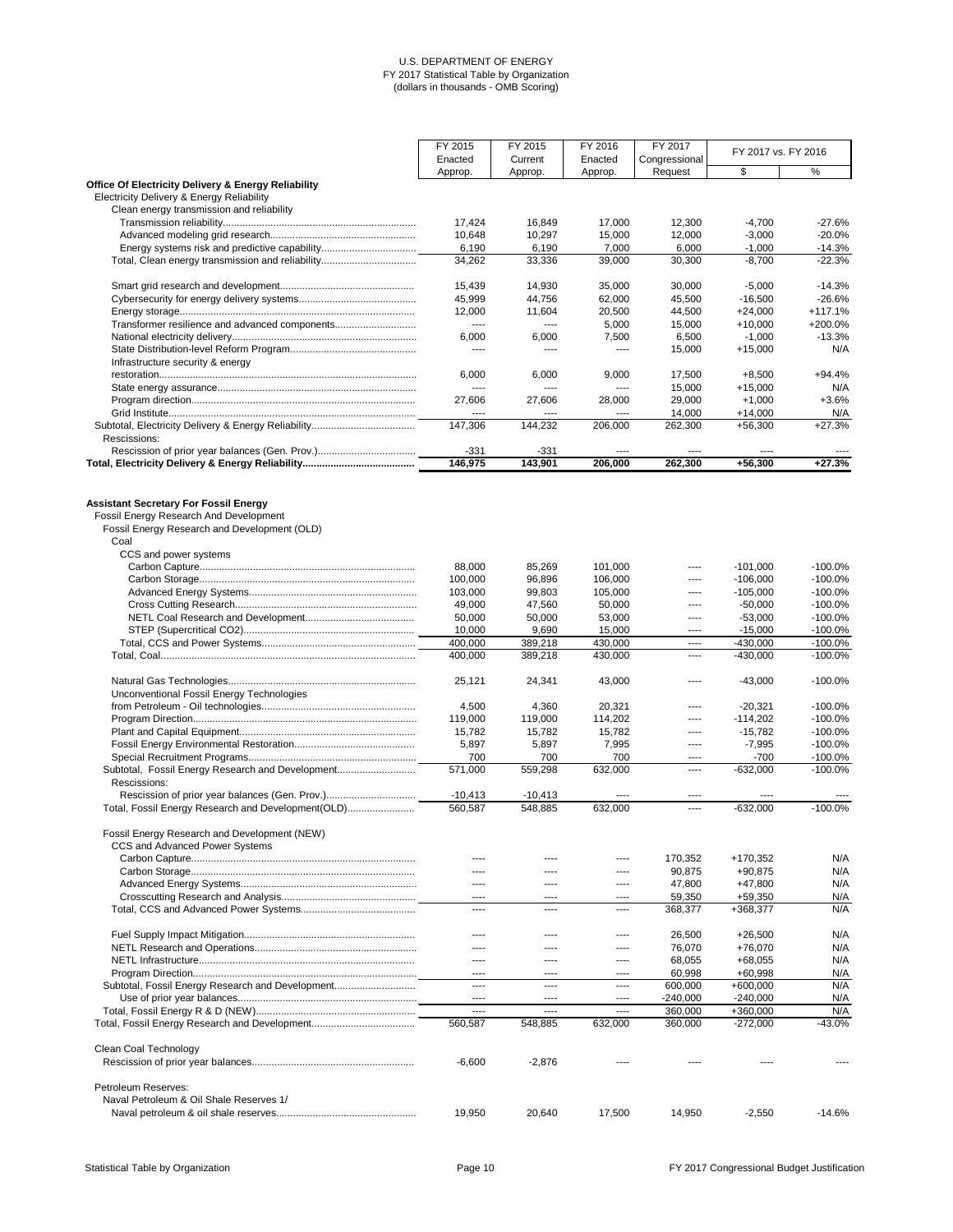U.S. DEPARTMENT OF ENERGY
FY 2017 Statistical Table by Organization
(dollars in thousands - OMB Scoring)

| | FY 2015 Enacted Approp. | FY 2015 Current Approp. | FY 2016 Enacted Approp. | FY 2017 Congressional Request | FY 2017 vs. FY 2016 $ | FY 2017 vs. FY 2016 % |
|---|---|---|---|---|---|---|
| **Office Of Electricity Delivery & Energy Reliability** | | | | | | |
| Electricity Delivery & Energy Reliability | | | | | | |
| Clean energy transmission and reliability | | | | | | |
| Transmission reliability | 17,424 | 16,849 | 17,000 | 12,300 | -4,700 | -27.6% |
| Advanced modeling grid research | 10,648 | 10,297 | 15,000 | 12,000 | -3,000 | -20.0% |
| Energy systems risk and predictive capability | 6,190 | 6,190 | 7,000 | 6,000 | -1,000 | -14.3% |
| Total, Clean energy transmission and reliability | 34,262 | 33,336 | 39,000 | 30,300 | -8,700 | -22.3% |
| Smart grid research and development | 15,439 | 14,930 | 35,000 | 30,000 | -5,000 | -14.3% |
| Cybersecurity for energy delivery systems | 45,999 | 44,756 | 62,000 | 45,500 | -16,500 | -26.6% |
| Energy storage | 12,000 | 11,604 | 20,500 | 44,500 | +24,000 | +117.1% |
| Transformer resilience and advanced components | ---- | ---- | 5,000 | 15,000 | +10,000 | +200.0% |
| National electricity delivery | 6,000 | 6,000 | 7,500 | 6,500 | -1,000 | -13.3% |
| State Distribution-level Reform Program | ---- | ---- | ---- | 15,000 | +15,000 | N/A |
| Infrastructure security & energy restoration | 6,000 | 6,000 | 9,000 | 17,500 | +8,500 | +94.4% |
| State energy assurance | ---- | ---- | ---- | 15,000 | +15,000 | N/A |
| Program direction | 27,606 | 27,606 | 28,000 | 29,000 | +1,000 | +3.6% |
| Grid Institute | ---- | ---- | ---- | 14,000 | +14,000 | N/A |
| Subtotal, Electricity Delivery & Energy Reliability | 147,306 | 144,232 | 206,000 | 262,300 | +56,300 | +27.3% |
| Rescissions: | | | | | | |
| Rescission of prior year balances (Gen. Prov.) | -331 | -331 | ---- | ---- | ---- | ---- |
| **Total, Electricity Delivery & Energy Reliability** | **146,975** | **143,901** | **206,000** | **262,300** | **+56,300** | **+27.3%** |
| | | | | | | |
| **Assistant Secretary For Fossil Energy** | | | | | | |
| Fossil Energy Research And Development | | | | | | |
| Fossil Energy Research and Development (OLD) | | | | | | |
| Coal | | | | | | |
| CCS and power systems | | | | | | |
| Carbon Capture | 88,000 | 85,269 | 101,000 | ---- | -101,000 | -100.0% |
| Carbon Storage | 100,000 | 96,896 | 106,000 | ---- | -106,000 | -100.0% |
| Advanced Energy Systems | 103,000 | 99,803 | 105,000 | ---- | -105,000 | -100.0% |
| Cross Cutting Research | 49,000 | 47,560 | 50,000 | ---- | -50,000 | -100.0% |
| NETL Coal Research and Development | 50,000 | 50,000 | 53,000 | ---- | -53,000 | -100.0% |
| STEP (Supercritical CO2) | 10,000 | 9,690 | 15,000 | ---- | -15,000 | -100.0% |
| Total, CCS and Power Systems | 400,000 | 389,218 | 430,000 | ---- | -430,000 | -100.0% |
| Total, Coal | 400,000 | 389,218 | 430,000 | ---- | -430,000 | -100.0% |
| Natural Gas Technologies | 25,121 | 24,341 | 43,000 | ---- | -43,000 | -100.0% |
| Unconventional Fossil Energy Technologies from Petroleum - Oil technologies | 4,500 | 4,360 | 20,321 | ---- | -20,321 | -100.0% |
| Program Direction | 119,000 | 119,000 | 114,202 | ---- | -114,202 | -100.0% |
| Plant and Capital Equipment | 15,782 | 15,782 | 15,782 | ---- | -15,782 | -100.0% |
| Fossil Energy Environmental Restoration | 5,897 | 5,897 | 7,995 | ---- | -7,995 | -100.0% |
| Special Recruitment Programs | 700 | 700 | 700 | ---- | -700 | -100.0% |
| Subtotal, Fossil Energy Research and Development | 571,000 | 559,298 | 632,000 | ---- | -632,000 | -100.0% |
| Rescissions: | | | | | | |
| Rescission of prior year balances (Gen. Prov.) | -10,413 | -10,413 | ---- | ---- | ---- | ---- |
| Total, Fossil Energy Research and Development(OLD) | 560,587 | 548,885 | 632,000 | ---- | -632,000 | -100.0% |
| | | | | | | |
| Fossil Energy Research and Development (NEW) | | | | | | |
| CCS and Advanced Power Systems | | | | | | |
| Carbon Capture | ---- | ---- | ---- | 170,352 | +170,352 | N/A |
| Carbon Storage | ---- | ---- | ---- | 90,875 | +90,875 | N/A |
| Advanced Energy Systems | ---- | ---- | ---- | 47,800 | +47,800 | N/A |
| Crosscutting Research and Analysis | ---- | ---- | ---- | 59,350 | +59,350 | N/A |
| Total, CCS and Advanced Power Systems | ---- | ---- | ---- | 368,377 | +368,377 | N/A |
| Fuel Supply Impact Mitigation | ---- | ---- | ---- | 26,500 | +26,500 | N/A |
| NETL Research and Operations | ---- | ---- | ---- | 76,070 | +76,070 | N/A |
| NETL Infrastructure | ---- | ---- | ---- | 68,055 | +68,055 | N/A |
| Program Direction | ---- | ---- | ---- | 60,998 | +60,998 | N/A |
| Subtotal, Fossil Energy Research and Development | ---- | ---- | ---- | 600,000 | +600,000 | N/A |
| Use of prior year balances | ---- | ---- | ---- | -240,000 | -240,000 | N/A |
| Total, Fossil Energy R & D (NEW) | ---- | ---- | ---- | 360,000 | +360,000 | N/A |
| Total, Fossil Energy Research and Development | 560,587 | 548,885 | 632,000 | 360,000 | -272,000 | -43.0% |
| | | | | | | |
| Clean Coal Technology | | | | | | |
| Rescission of prior year balances | -6,600 | -2,876 | ---- | ---- | ---- | ---- |
| | | | | | | |
| Petroleum Reserves: | | | | | | |
| Naval Petroleum & Oil Shale Reserves 1/ | | | | | | |
| Naval petroleum & oil shale reserves | 19,950 | 20,640 | 17,500 | 14,950 | -2,550 | -14.6% |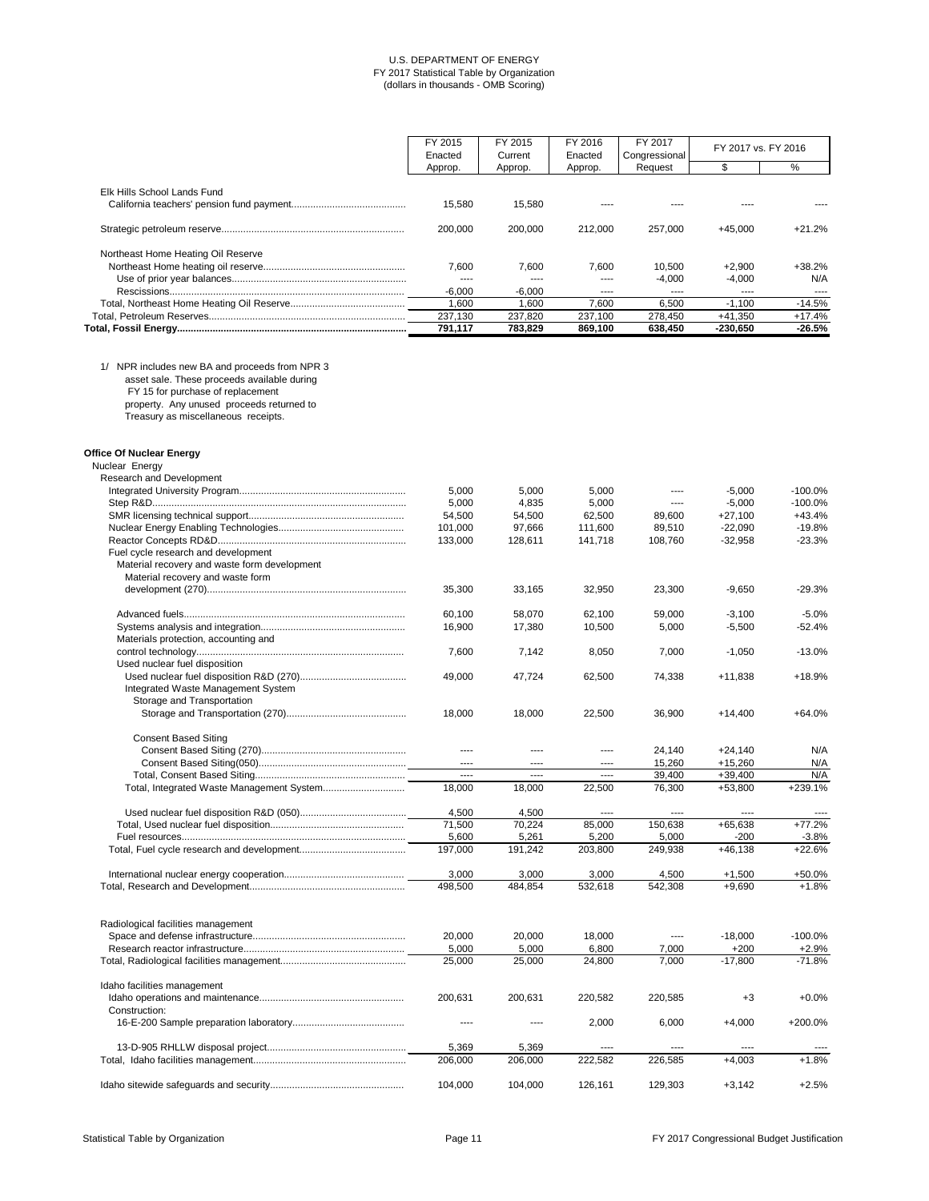U.S. DEPARTMENT OF ENERGY
FY 2017 Statistical Table by Organization
(dollars in thousands - OMB Scoring)

| | FY 2015 Enacted Approp. | FY 2015 Current Approp. | FY 2016 Enacted Approp. | FY 2017 Congressional Request | FY 2017 vs. FY 2016 $ | FY 2017 vs. FY 2016 % |
|---|---|---|---|---|---|---|
| Elk Hills School Lands Fund | | | | | | |
| California teachers' pension fund payment | 15,580 | 15,580 | ---- | ---- | ---- | ---- |
| Strategic petroleum reserve | 200,000 | 200,000 | 212,000 | 257,000 | +45,000 | +21.2% |
| Northeast Home Heating Oil Reserve | | | | | | |
| Northeast Home heating oil reserve | 7,600 | 7,600 | 7,600 | 10,500 | +2,900 | +38.2% |
| Use of prior year balances | ---- | ---- | ---- | -4,000 | -4,000 | N/A |
| Rescissions | -6,000 | -6,000 | ---- | ---- | ---- | ---- |
| Total, Northeast Home Heating Oil Reserve | 1,600 | 1,600 | 7,600 | 6,500 | -1,100 | -14.5% |
| Total, Petroleum Reserves | 237,130 | 237,820 | 237,100 | 278,450 | +41,350 | +17.4% |
| **Total, Fossil Energy** | **791,117** | **783,829** | **869,100** | **638,450** | **-230,650** | **-26.5%** |

1/ NPR includes new BA and proceeds from NPR 3 asset sale. These proceeds available during FY 15 for purchase of replacement property. Any unused proceeds returned to Treasury as miscellaneous receipts.

| | FY 2015 Enacted Approp. | FY 2015 Current Approp. | FY 2016 Enacted Approp. | FY 2017 Congressional Request | FY 2017 vs. FY 2016 $ | FY 2017 vs. FY 2016 % |
|---|---|---|---|---|---|---|
| **Office Of Nuclear Energy** | | | | | | |
| Nuclear Energy | | | | | | |
| Research and Development | | | | | | |
| Integrated University Program | 5,000 | 5,000 | 5,000 | ---- | -5,000 | -100.0% |
| Step R&D | 5,000 | 4,835 | 5,000 | ---- | -5,000 | -100.0% |
| SMR licensing technical support | 54,500 | 54,500 | 62,500 | 89,600 | +27,100 | +43.4% |
| Nuclear Energy Enabling Technologies | 101,000 | 97,666 | 111,600 | 89,510 | -22,090 | -19.8% |
| Reactor Concepts RD&D | 133,000 | 128,611 | 141,718 | 108,760 | -32,958 | -23.3% |
| Fuel cycle research and development | | | | | | |
| Material recovery and waste form development | | | | | | |
| Material recovery and waste form development (270) | 35,300 | 33,165 | 32,950 | 23,300 | -9,650 | -29.3% |
| Advanced fuels | 60,100 | 58,070 | 62,100 | 59,000 | -3,100 | -5.0% |
| Systems analysis and integration | 16,900 | 17,380 | 10,500 | 5,000 | -5,500 | -52.4% |
| Materials protection, accounting and control technology | 7,600 | 7,142 | 8,050 | 7,000 | -1,050 | -13.0% |
| Used nuclear fuel disposition | | | | | | |
| Used nuclear fuel disposition R&D (270) | 49,000 | 47,724 | 62,500 | 74,338 | +11,838 | +18.9% |
| Integrated Waste Management System | | | | | | |
| Storage and Transportation | | | | | | |
| Storage and Transportation (270) | 18,000 | 18,000 | 22,500 | 36,900 | +14,400 | +64.0% |
| Consent Based Siting | | | | | | |
| Consent Based Siting (270) | ---- | ---- | ---- | 24,140 | +24,140 | N/A |
| Consent Based Siting(050) | ---- | ---- | ---- | 15,260 | +15,260 | N/A |
| Total, Consent Based Siting | ---- | ---- | ---- | 39,400 | +39,400 | N/A |
| Total, Integrated Waste Management System | 18,000 | 18,000 | 22,500 | 76,300 | +53,800 | +239.1% |
| Used nuclear fuel disposition R&D (050) | 4,500 | 4,500 | ---- | ---- | ---- | ---- |
| Total, Used nuclear fuel disposition | 71,500 | 70,224 | 85,000 | 150,638 | +65,638 | +77.2% |
| Fuel resources | 5,600 | 5,261 | 5,200 | 5,000 | -200 | -3.8% |
| Total, Fuel cycle research and development | 197,000 | 191,242 | 203,800 | 249,938 | +46,138 | +22.6% |
| International nuclear energy cooperation | 3,000 | 3,000 | 3,000 | 4,500 | +1,500 | +50.0% |
| Total, Research and Development | 498,500 | 484,854 | 532,618 | 542,308 | +9,690 | +1.8% |
| Radiological facilities management | | | | | | |
| Space and defense infrastructure | 20,000 | 20,000 | 18,000 | ---- | -18,000 | -100.0% |
| Research reactor infrastructure | 5,000 | 5,000 | 6,800 | 7,000 | +200 | +2.9% |
| Total, Radiological facilities management | 25,000 | 25,000 | 24,800 | 7,000 | -17,800 | -71.8% |
| Idaho facilities management | | | | | | |
| Idaho operations and maintenance | 200,631 | 200,631 | 220,582 | 220,585 | +3 | +0.0% |
| Construction: | | | | | | |
| 16-E-200 Sample preparation laboratory | ---- | ---- | 2,000 | 6,000 | +4,000 | +200.0% |
| 13-D-905 RHLLW disposal project | 5,369 | 5,369 | ---- | ---- | ---- | ---- |
| Total, Idaho facilities management | 206,000 | 206,000 | 222,582 | 226,585 | +4,003 | +1.8% |
| Idaho sitewide safeguards and security | 104,000 | 104,000 | 126,161 | 129,303 | +3,142 | +2.5% |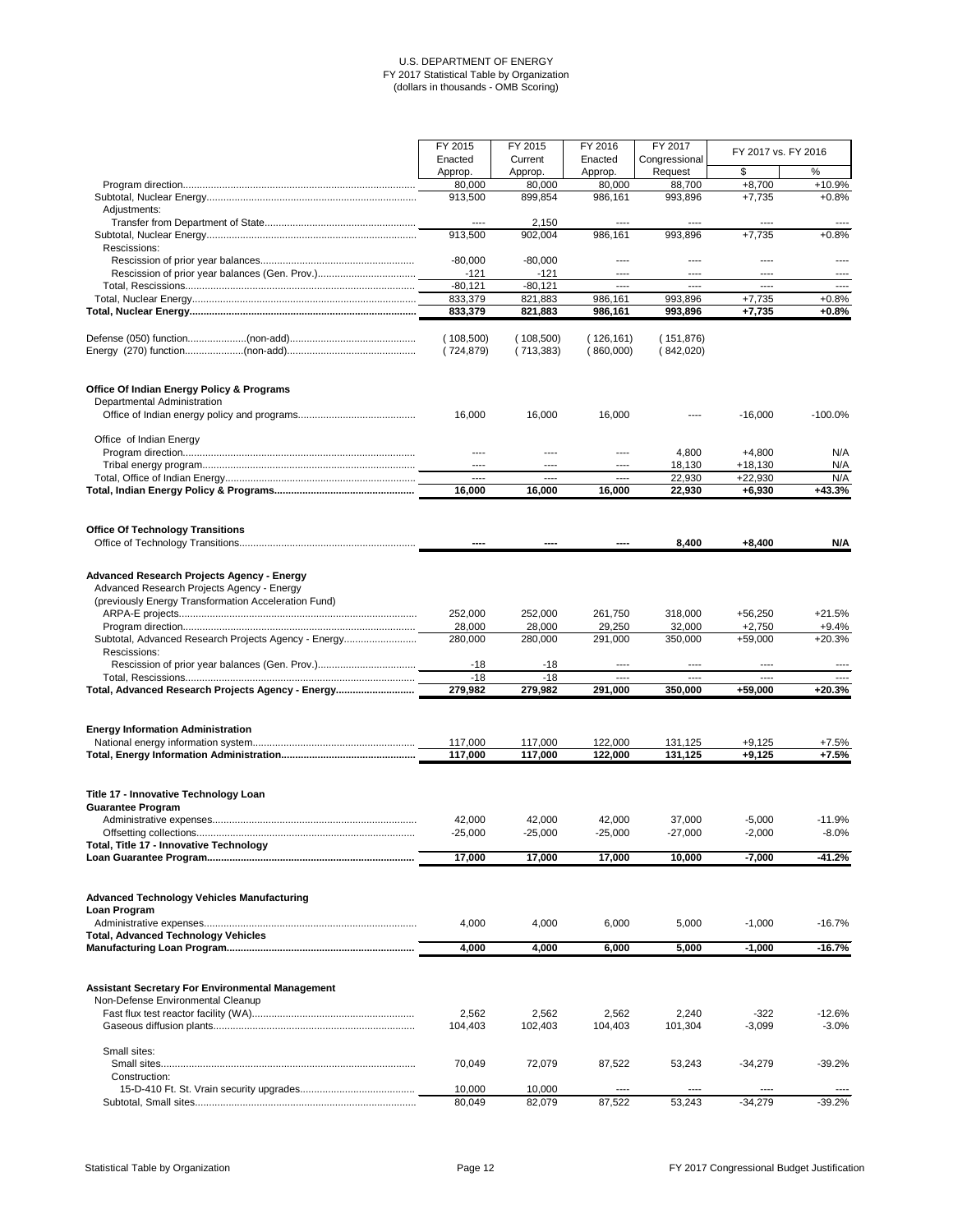U.S. DEPARTMENT OF ENERGY
FY 2017 Statistical Table by Organization
(dollars in thousands - OMB Scoring)

| | FY 2015 Enacted Approp. | FY 2015 Current Approp. | FY 2016 Enacted Approp. | FY 2017 Congressional Request | FY 2017 vs. FY 2016 | |
|---|---|---|---|---|---|---|
| | | | | | $ | % |
| Program direction | 80,000 | 80,000 | 80,000 | 88,700 | +8,700 | +10.9% |
| Subtotal, Nuclear Energy | 913,500 | 899,854 | 986,161 | 993,896 | +7,735 | +0.8% |
| Adjustments: | | | | | | |
| Transfer from Department of State | ---- | 2,150 | ---- | ---- | ---- | ---- |
| Subtotal, Nuclear Energy | 913,500 | 902,004 | 986,161 | 993,896 | +7,735 | +0.8% |
| Rescissions: | | | | | | |
| Rescission of prior year balances | -80,000 | -80,000 | ---- | ---- | ---- | ---- |
| Rescission of prior year balances (Gen. Prov.) | -121 | -121 | ---- | ---- | ---- | ---- |
| Total, Rescissions | -80,121 | -80,121 | ---- | ---- | ---- | ---- |
| Total, Nuclear Energy | 833,379 | 821,883 | 986,161 | 993,896 | +7,735 | +0.8% |
| **Total, Nuclear Energy** | **833,379** | **821,883** | **986,161** | **993,896** | **+7,735** | **+0.8%** |
| | | | | | | |
| Defense (050) function (non-add) | (108,500) | (108,500) | (126,161) | (151,876) | | |
| Energy (270) function (non-add) | (724,879) | (713,383) | (860,000) | (842,020) | | |
| | | | | | | |
| **Office Of Indian Energy Policy & Programs** | | | | | | |
| Departmental Administration | | | | | | |
| Office of Indian energy policy and programs | 16,000 | 16,000 | 16,000 | ---- | -16,000 | -100.0% |
| Office of Indian Energy | | | | | | |
| Program direction | ---- | ---- | ---- | 4,800 | +4,800 | N/A |
| Tribal energy program | ---- | ---- | ---- | 18,130 | +18,130 | N/A |
| Total, Office of Indian Energy | ---- | ---- | ---- | 22,930 | +22,930 | N/A |
| **Total, Indian Energy Policy & Programs** | **16,000** | **16,000** | **16,000** | **22,930** | **+6,930** | **+43.3%** |
| | | | | | | |
| **Office Of Technology Transitions** | | | | | | |
| Office of Technology Transitions | **----** | **----** | **----** | **8,400** | **+8,400** | **N/A** |
| | | | | | | |
| **Advanced Research Projects Agency - Energy** | | | | | | |
| Advanced Research Projects Agency - Energy | | | | | | |
| (previously Energy Transformation Acceleration Fund) | | | | | | |
| ARPA-E projects | 252,000 | 252,000 | 261,750 | 318,000 | +56,250 | +21.5% |
| Program direction | 28,000 | 28,000 | 29,250 | 32,000 | +2,750 | +9.4% |
| Subtotal, Advanced Research Projects Agency - Energy | 280,000 | 280,000 | 291,000 | 350,000 | +59,000 | +20.3% |
| Rescissions: | | | | | | |
| Rescission of prior year balances (Gen. Prov.) | -18 | -18 | ---- | ---- | ---- | ---- |
| Total, Rescissions | -18 | -18 | ---- | ---- | ---- | ---- |
| **Total, Advanced Research Projects Agency - Energy** | **279,982** | **279,982** | **291,000** | **350,000** | **+59,000** | **+20.3%** |
| | | | | | | |
| **Energy Information Administration** | | | | | | |
| National energy information system | 117,000 | 117,000 | 122,000 | 131,125 | +9,125 | +7.5% |
| **Total, Energy Information Administration** | **117,000** | **117,000** | **122,000** | **131,125** | **+9,125** | **+7.5%** |
| | | | | | | |
| **Title 17 - Innovative Technology Loan Guarantee Program** | | | | | | |
| Administrative expenses | 42,000 | 42,000 | 42,000 | 37,000 | -5,000 | -11.9% |
| Offsetting collections | -25,000 | -25,000 | -25,000 | -27,000 | -2,000 | -8.0% |
| **Total, Title 17 - Innovative Technology Loan Guarantee Program** | **17,000** | **17,000** | **17,000** | **10,000** | **-7,000** | **-41.2%** |
| | | | | | | |
| **Advanced Technology Vehicles Manufacturing Loan Program** | | | | | | |
| Administrative expenses | 4,000 | 4,000 | 6,000 | 5,000 | -1,000 | -16.7% |
| **Total, Advanced Technology Vehicles Manufacturing Loan Program** | **4,000** | **4,000** | **6,000** | **5,000** | **-1,000** | **-16.7%** |
| | | | | | | |
| **Assistant Secretary For Environmental Management** | | | | | | |
| Non-Defense Environmental Cleanup | | | | | | |
| Fast flux test reactor facility (WA) | 2,562 | 2,562 | 2,562 | 2,240 | -322 | -12.6% |
| Gaseous diffusion plants | 104,403 | 102,403 | 104,403 | 101,304 | -3,099 | -3.0% |
| Small sites: | | | | | | |
| Small sites | 70,049 | 72,079 | 87,522 | 53,243 | -34,279 | -39.2% |
| Construction: | | | | | | |
| 15-D-410 Ft. St. Vrain security upgrades | 10,000 | 10,000 | ---- | ---- | ---- | ---- |
| Subtotal, Small sites | 80,049 | 82,079 | 87,522 | 53,243 | -34,279 | -39.2% |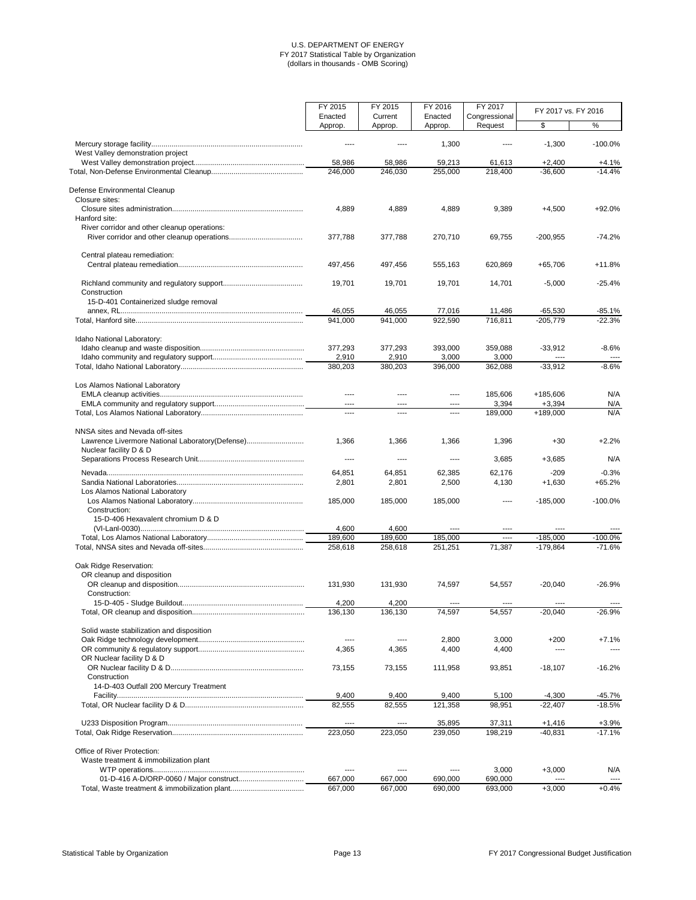U.S. DEPARTMENT OF ENERGY
FY 2017 Statistical Table by Organization
(dollars in thousands - OMB Scoring)

| | FY 2015 Enacted Approp. | FY 2015 Current Approp. | FY 2016 Enacted Approp. | FY 2017 Congressional Request | FY 2017 vs. FY 2016 | |
|---|---|---|---|---|---|---|
| | | | | | $ | % |
| Mercury storage facility | ---- | ---- | 1,300 | ---- | -1,300 | -100.0% |
| West Valley demonstration project | | | | | | |
| West Valley demonstration project | 58,986 | 58,986 | 59,213 | 61,613 | +2,400 | +4.1% |
| Total, Non-Defense Environmental Cleanup | 246,000 | 246,030 | 255,000 | 218,400 | -36,600 | -14.4% |
| Defense Environmental Cleanup | | | | | | |
| Closure sites: | | | | | | |
| Closure sites administration | 4,889 | 4,889 | 4,889 | 9,389 | +4,500 | +92.0% |
| Hanford site: | | | | | | |
| River corridor and other cleanup operations: | | | | | | |
| River corridor and other cleanup operations | 377,788 | 377,788 | 270,710 | 69,755 | -200,955 | -74.2% |
| Central plateau remediation: | | | | | | |
| Central plateau remediation | 497,456 | 497,456 | 555,163 | 620,869 | +65,706 | +11.8% |
| Richland community and regulatory support | 19,701 | 19,701 | 19,701 | 14,701 | -5,000 | -25.4% |
| Construction | | | | | | |
| 15-D-401 Containerized sludge removal annex, RL | 46,055 | 46,055 | 77,016 | 11,486 | -65,530 | -85.1% |
| Total, Hanford site | 941,000 | 941,000 | 922,590 | 716,811 | -205,779 | -22.3% |
| Idaho National Laboratory: | | | | | | |
| Idaho cleanup and waste disposition | 377,293 | 377,293 | 393,000 | 359,088 | -33,912 | -8.6% |
| Idaho community and regulatory support | 2,910 | 2,910 | 3,000 | 3,000 | ---- | ---- |
| Total, Idaho National Laboratory | 380,203 | 380,203 | 396,000 | 362,088 | -33,912 | -8.6% |
| Los Alamos National Laboratory | | | | | | |
| EMLA cleanup activities | ---- | ---- | ---- | 185,606 | +185,606 | N/A |
| EMLA community and regulatory support | ---- | ---- | ---- | 3,394 | +3,394 | N/A |
| Total, Los Alamos National Laboratory | ---- | ---- | ---- | 189,000 | +189,000 | N/A |
| NNSA sites and Nevada off-sites | | | | | | |
| Lawrence Livermore National Laboratory(Defense) | 1,366 | 1,366 | 1,366 | 1,396 | +30 | +2.2% |
| Nuclear facility D & D | | | | | | |
| Separations Process Research Unit | ---- | ---- | ---- | 3,685 | +3,685 | N/A |
| Nevada | 64,851 | 64,851 | 62,385 | 62,176 | -209 | -0.3% |
| Sandia National Laboratories | 2,801 | 2,801 | 2,500 | 4,130 | +1,630 | +65.2% |
| Los Alamos National Laboratory | | | | | | |
| Los Alamos National Laboratory | 185,000 | 185,000 | 185,000 | ---- | -185,000 | -100.0% |
| Construction: | | | | | | |
| 15-D-406 Hexavalent chromium D & D (VI-Lanl-0030) | 4,600 | 4,600 | ---- | ---- | ---- | ---- |
| Total, Los Alamos National Laboratory | 189,600 | 189,600 | 185,000 | ---- | -185,000 | -100.0% |
| Total, NNSA sites and Nevada off-sites | 258,618 | 258,618 | 251,251 | 71,387 | -179,864 | -71.6% |
| Oak Ridge Reservation: | | | | | | |
| OR cleanup and disposition | | | | | | |
| OR cleanup and disposition | 131,930 | 131,930 | 74,597 | 54,557 | -20,040 | -26.9% |
| Construction: | | | | | | |
| 15-D-405 - Sludge Buildout | 4,200 | 4,200 | ---- | ---- | ---- | ---- |
| Total, OR cleanup and disposition | 136,130 | 136,130 | 74,597 | 54,557 | -20,040 | -26.9% |
| Solid waste stabilization and disposition | | | | | | |
| Oak Ridge technology development | ---- | ---- | 2,800 | 3,000 | +200 | +7.1% |
| OR community & regulatory support | 4,365 | 4,365 | 4,400 | 4,400 | ---- | ---- |
| OR Nuclear facility D & D | | | | | | |
| OR Nuclear facility D & D | 73,155 | 73,155 | 111,958 | 93,851 | -18,107 | -16.2% |
| Construction | | | | | | |
| 14-D-403 Outfall 200 Mercury Treatment Facility | 9,400 | 9,400 | 9,400 | 5,100 | -4,300 | -45.7% |
| Total, OR Nuclear facility D & D | 82,555 | 82,555 | 121,358 | 98,951 | -22,407 | -18.5% |
| U233 Disposition Program | ---- | ---- | 35,895 | 37,311 | +1,416 | +3.9% |
| Total, Oak Ridge Reservation | 223,050 | 223,050 | 239,050 | 198,219 | -40,831 | -17.1% |
| Office of River Protection: | | | | | | |
| Waste treatment & immobilization plant | | | | | | |
| WTP operations | ---- | ---- | ---- | 3,000 | +3,000 | N/A |
| 01-D-416 A-D/ORP-0060 / Major construct | 667,000 | 667,000 | 690,000 | 690,000 | ---- | ---- |
| Total, Waste treatment & immobilization plant | 667,000 | 667,000 | 690,000 | 693,000 | +3,000 | +0.4% |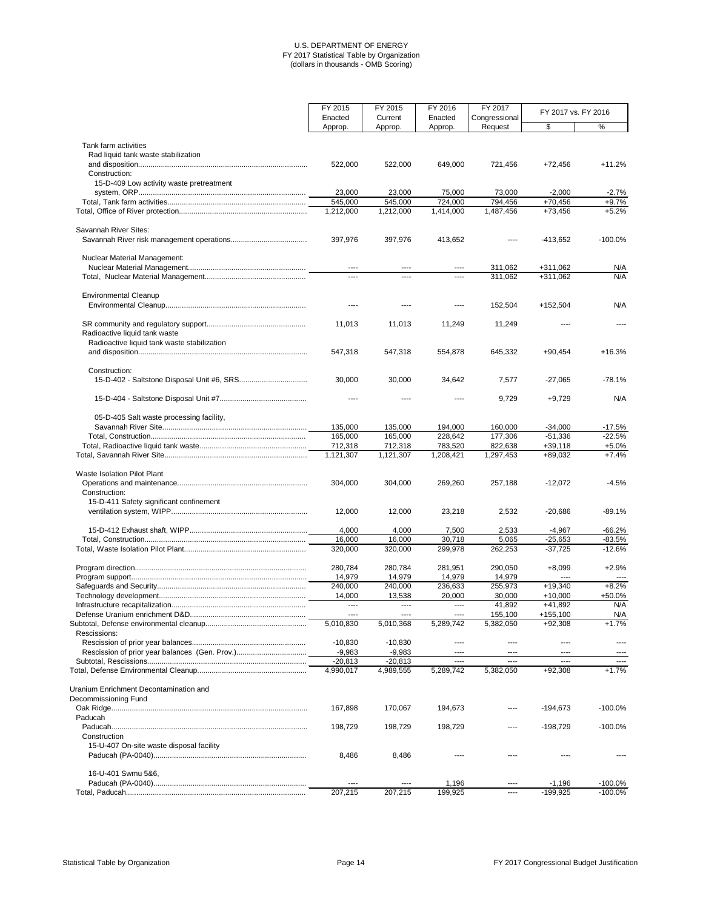U.S. DEPARTMENT OF ENERGY
FY 2017 Statistical Table by Organization
(dollars in thousands - OMB Scoring)

| | FY 2015 Enacted Approp. | FY 2015 Current Approp. | FY 2016 Enacted Approp. | FY 2017 Congressional Request | FY 2017 vs. FY 2016 $ | FY 2017 vs. FY 2016 % |
|---|---|---|---|---|---|---|
| Tank farm activities | | | | | | |
| Rad liquid tank waste stabilization and disposition | 522,000 | 522,000 | 649,000 | 721,456 | +72,456 | +11.2% |
| Construction: | | | | | | |
| 15-D-409 Low activity waste pretreatment system, ORP | 23,000 | 23,000 | 75,000 | 73,000 | -2,000 | -2.7% |
| Total, Tank farm activities | 545,000 | 545,000 | 724,000 | 794,456 | +70,456 | +9.7% |
| Total, Office of River protection | 1,212,000 | 1,212,000 | 1,414,000 | 1,487,456 | +73,456 | +5.2% |
| Savannah River Sites: | | | | | | |
| Savannah River risk management operations | 397,976 | 397,976 | 413,652 | ---- | -413,652 | -100.0% |
| Nuclear Material Management: | | | | | | |
| Nuclear Material Management | ---- | ---- | ---- | 311,062 | +311,062 | N/A |
| Total, Nuclear Material Management | ---- | ---- | ---- | 311,062 | +311,062 | N/A |
| Environmental Cleanup | | | | | | |
| Environmental Cleanup | ---- | ---- | ---- | 152,504 | +152,504 | N/A |
| SR community and regulatory support | 11,013 | 11,013 | 11,249 | 11,249 | ---- | ---- |
| Radioactive liquid tank waste | | | | | | |
| Radioactive liquid tank waste stabilization and disposition | 547,318 | 547,318 | 554,878 | 645,332 | +90,454 | +16.3% |
| Construction: | | | | | | |
| 15-D-402 - Saltstone Disposal Unit #6, SRS | 30,000 | 30,000 | 34,642 | 7,577 | -27,065 | -78.1% |
| 15-D-404 - Saltstone Disposal Unit #7 | ---- | ---- | ---- | 9,729 | +9,729 | N/A |
| 05-D-405 Salt waste processing facility, Savannah River Site | 135,000 | 135,000 | 194,000 | 160,000 | -34,000 | -17.5% |
| Total, Construction | 165,000 | 165,000 | 228,642 | 177,306 | -51,336 | -22.5% |
| Total, Radioactive liquid tank waste | 712,318 | 712,318 | 783,520 | 822,638 | +39,118 | +5.0% |
| Total, Savannah River Site | 1,121,307 | 1,121,307 | 1,208,421 | 1,297,453 | +89,032 | +7.4% |
| Waste Isolation Pilot Plant | | | | | | |
| Operations and maintenance | 304,000 | 304,000 | 269,260 | 257,188 | -12,072 | -4.5% |
| Construction: | | | | | | |
| 15-D-411 Safety significant confinement ventilation system, WIPP | 12,000 | 12,000 | 23,218 | 2,532 | -20,686 | -89.1% |
| 15-D-412 Exhaust shaft, WIPP | 4,000 | 4,000 | 7,500 | 2,533 | -4,967 | -66.2% |
| Total, Construction | 16,000 | 16,000 | 30,718 | 5,065 | -25,653 | -83.5% |
| Total, Waste Isolation Pilot Plant | 320,000 | 320,000 | 299,978 | 262,253 | -37,725 | -12.6% |
| Program direction | 280,784 | 280,784 | 281,951 | 290,050 | +8,099 | +2.9% |
| Program support | 14,979 | 14,979 | 14,979 | 14,979 | ---- | ---- |
| Safeguards and Security | 240,000 | 240,000 | 236,633 | 255,973 | +19,340 | +8.2% |
| Technology development | 14,000 | 13,538 | 20,000 | 30,000 | +10,000 | +50.0% |
| Infrastructure recapitalization | ---- | ---- | ---- | 41,892 | +41,892 | N/A |
| Defense Uranium enrichment D&D | ---- | ---- | ---- | 155,100 | +155,100 | N/A |
| Subtotal, Defense environmental cleanup | 5,010,830 | 5,010,368 | 5,289,742 | 5,382,050 | +92,308 | +1.7% |
| Rescissions: | | | | | | |
| Rescission of prior year balances | -10,830 | -10,830 | ---- | ---- | ---- | ---- |
| Rescission of prior year balances (Gen. Prov.) | -9,983 | -9,983 | ---- | ---- | ---- | ---- |
| Subtotal, Rescissions | -20,813 | -20,813 | ---- | ---- | ---- | ---- |
| Total, Defense Environmental Cleanup | 4,990,017 | 4,989,555 | 5,289,742 | 5,382,050 | +92,308 | +1.7% |
| Uranium Enrichment Decontamination and Decommissioning Fund | | | | | | |
| Oak Ridge | 167,898 | 170,067 | 194,673 | ---- | -194,673 | -100.0% |
| Paducah | | | | | | |
| Paducah | 198,729 | 198,729 | 198,729 | ---- | -198,729 | -100.0% |
| Construction | | | | | | |
| 15-U-407 On-site waste disposal facility Paducah (PA-0040) | 8,486 | 8,486 | ---- | ---- | ---- | ---- |
| 16-U-401 Swmu 5&6, Paducah (PA-0040) | ---- | ---- | 1,196 | ---- | -1,196 | -100.0% |
| Total, Paducah | 207,215 | 207,215 | 199,925 | ---- | -199,925 | -100.0% |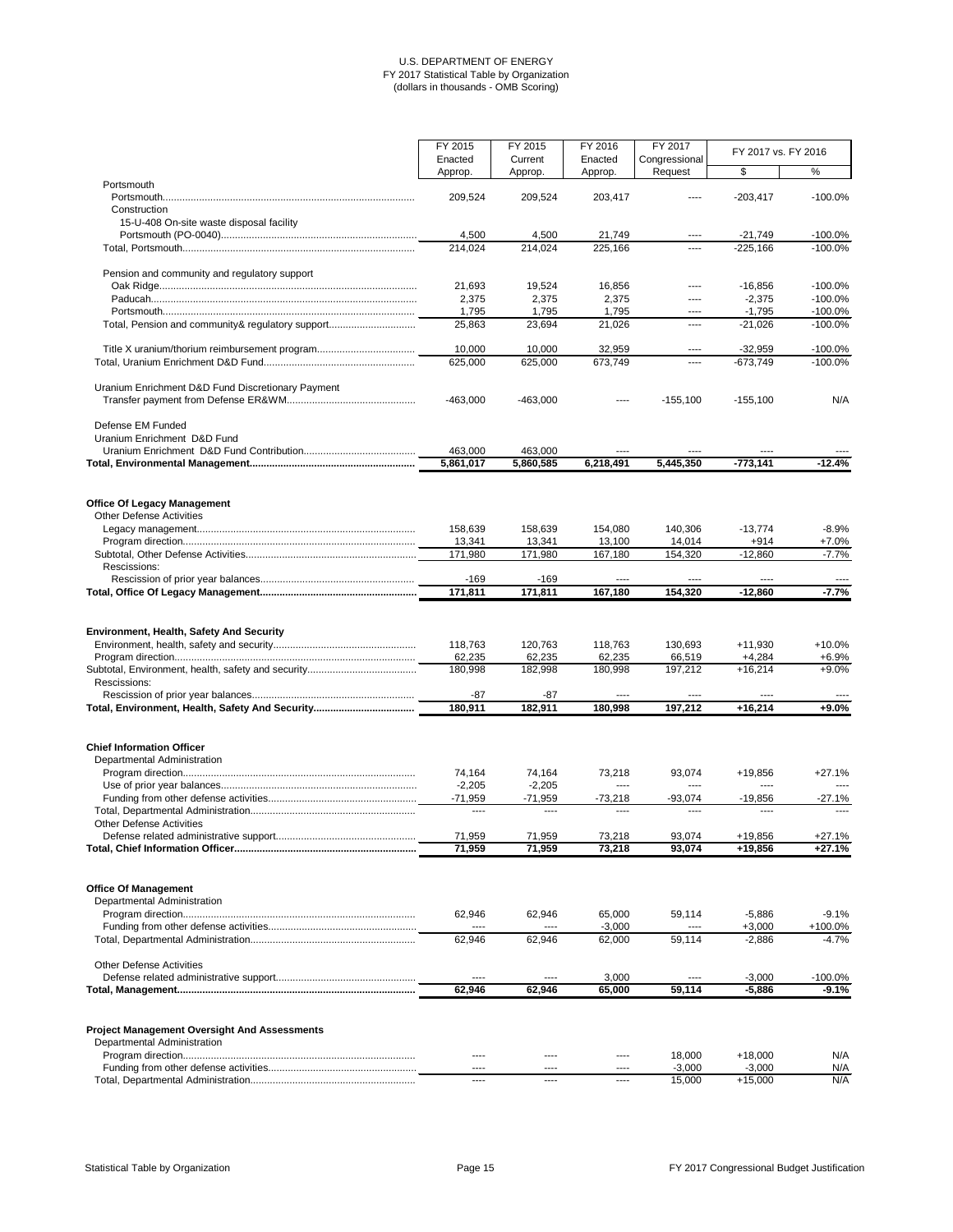U.S. DEPARTMENT OF ENERGY
FY 2017 Statistical Table by Organization
(dollars in thousands - OMB Scoring)

| | FY 2015 Enacted Approp. | FY 2015 Current Approp. | FY 2016 Enacted Approp. | FY 2017 Congressional Request | FY 2017 vs. FY 2016 | |
|---|---|---|---|---|---|---|
| | | | | | $ | % |
| Portsmouth | | | | | | |
| Portsmouth | 209,524 | 209,524 | 203,417 | ---- | -203,417 | -100.0% |
| Construction | | | | | | |
| 15-U-408 On-site waste disposal facility | | | | | | |
| Portsmouth (PO-0040) | 4,500 | 4,500 | 21,749 | ---- | -21,749 | -100.0% |
| Total, Portsmouth | 214,024 | 214,024 | 225,166 | ---- | -225,166 | -100.0% |
| Pension and community and regulatory support | | | | | | |
| Oak Ridge | 21,693 | 19,524 | 16,856 | ---- | -16,856 | -100.0% |
| Paducah | 2,375 | 2,375 | 2,375 | ---- | -2,375 | -100.0% |
| Portsmouth | 1,795 | 1,795 | 1,795 | ---- | -1,795 | -100.0% |
| Total, Pension and community& regulatory support | 25,863 | 23,694 | 21,026 | ---- | -21,026 | -100.0% |
| Title X uranium/thorium reimbursement program | 10,000 | 10,000 | 32,959 | ---- | -32,959 | -100.0% |
| Total, Uranium Enrichment D&D Fund | 625,000 | 625,000 | 673,749 | ---- | -673,749 | -100.0% |
| Uranium Enrichment D&D Fund Discretionary Payment | | | | | | |
| Transfer payment from Defense ER&WM | -463,000 | -463,000 | ---- | -155,100 | -155,100 | N/A |
| Defense EM Funded | | | | | | |
| Uranium Enrichment D&D Fund | | | | | | |
| Uranium Enrichment D&D Fund Contribution | 463,000 | 463,000 | ---- | ---- | ---- | ---- |
| **Total, Environmental Management** | **5,861,017** | **5,860,585** | **6,218,491** | **5,445,350** | **-773,141** | **-12.4%** |
| **Office Of Legacy Management** | | | | | | |
| Other Defense Activities | | | | | | |
| Legacy management | 158,639 | 158,639 | 154,080 | 140,306 | -13,774 | -8.9% |
| Program direction | 13,341 | 13,341 | 13,100 | 14,014 | +914 | +7.0% |
| Subtotal, Other Defense Activities | 171,980 | 171,980 | 167,180 | 154,320 | -12,860 | -7.7% |
| Rescissions: | | | | | | |
| Rescission of prior year balances | -169 | -169 | ---- | ---- | ---- | ---- |
| **Total, Office Of Legacy Management** | **171,811** | **171,811** | **167,180** | **154,320** | **-12,860** | **-7.7%** |
| **Environment, Health, Safety And Security** | | | | | | |
| Environment, health, safety and security | 118,763 | 120,763 | 118,763 | 130,693 | +11,930 | +10.0% |
| Program direction | 62,235 | 62,235 | 62,235 | 66,519 | +4,284 | +6.9% |
| Subtotal, Environment, health, safety and security | 180,998 | 182,998 | 180,998 | 197,212 | +16,214 | +9.0% |
| Rescissions: | | | | | | |
| Rescission of prior year balances | -87 | -87 | ---- | ---- | ---- | ---- |
| **Total, Environment, Health, Safety And Security** | **180,911** | **182,911** | **180,998** | **197,212** | **+16,214** | **+9.0%** |
| **Chief Information Officer** | | | | | | |
| Departmental Administration | | | | | | |
| Program direction | 74,164 | 74,164 | 73,218 | 93,074 | +19,856 | +27.1% |
| Use of prior year balances | -2,205 | -2,205 | ---- | ---- | ---- | ---- |
| Funding from other defense activities | -71,959 | -71,959 | -73,218 | -93,074 | -19,856 | -27.1% |
| Total, Departmental Administration | ---- | ---- | ---- | ---- | ---- | ---- |
| Other Defense Activities | | | | | | |
| Defense related administrative support | 71,959 | 71,959 | 73,218 | 93,074 | +19,856 | +27.1% |
| **Total, Chief Information Officer** | **71,959** | **71,959** | **73,218** | **93,074** | **+19,856** | **+27.1%** |
| **Office Of Management** | | | | | | |
| Departmental Administration | | | | | | |
| Program direction | 62,946 | 62,946 | 65,000 | 59,114 | -5,886 | -9.1% |
| Funding from other defense activities | ---- | ---- | -3,000 | ---- | +3,000 | +100.0% |
| Total, Departmental Administration | 62,946 | 62,946 | 62,000 | 59,114 | -2,886 | -4.7% |
| Other Defense Activities | | | | | | |
| Defense related administrative support | ---- | ---- | 3,000 | ---- | -3,000 | -100.0% |
| **Total, Management** | **62,946** | **62,946** | **65,000** | **59,114** | **-5,886** | **-9.1%** |
| **Project Management Oversight And Assessments** | | | | | | |
| Departmental Administration | | | | | | |
| Program direction | ---- | ---- | ---- | 18,000 | +18,000 | N/A |
| Funding from other defense activities | ---- | ---- | ---- | -3,000 | -3,000 | N/A |
| Total, Departmental Administration | ---- | ---- | ---- | 15,000 | +15,000 | N/A |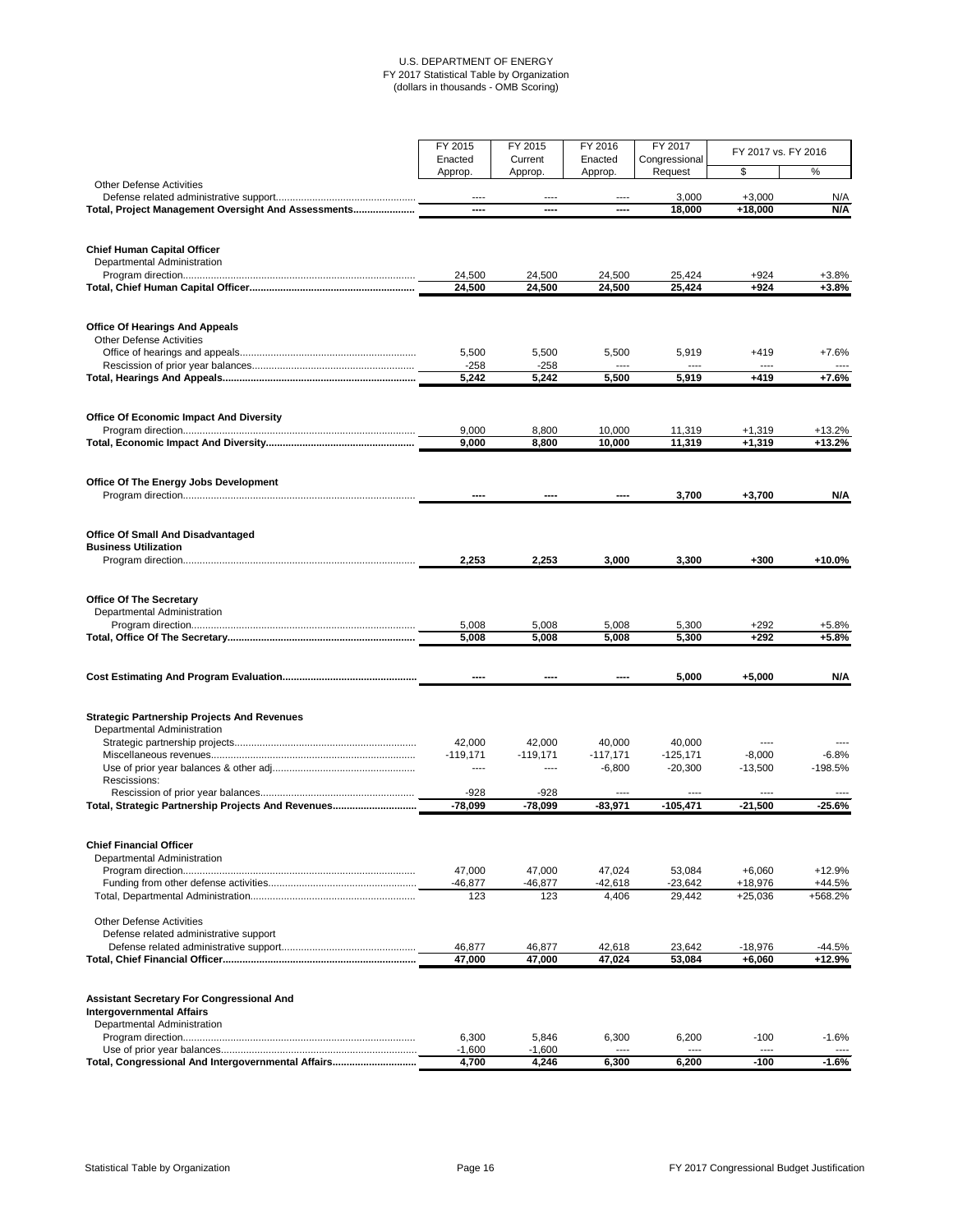U.S. DEPARTMENT OF ENERGY
FY 2017 Statistical Table by Organization
(dollars in thousands - OMB Scoring)

| | FY 2015 Enacted Approp. | FY 2015 Current Approp. | FY 2016 Enacted Approp. | FY 2017 Congressional Request | FY 2017 vs. FY 2016 | |
|---|---|---|---|---|---|---|
| | | | | | $ | % |
| Other Defense Activities | | | | | | |
| Defense related administrative support | ---- | ---- | ---- | 3,000 | +3,000 | N/A |
| **Total, Project Management Oversight And Assessments** | **----** | **----** | **----** | **18,000** | **+18,000** | **N/A** |
| | | | | | | |
| **Chief Human Capital Officer** | | | | | | |
| Departmental Administration | | | | | | |
| Program direction | 24,500 | 24,500 | 24,500 | 25,424 | +924 | +3.8% |
| **Total, Chief Human Capital Officer** | **24,500** | **24,500** | **24,500** | **25,424** | **+924** | **+3.8%** |
| | | | | | | |
| **Office Of Hearings And Appeals** | | | | | | |
| Other Defense Activities | | | | | | |
| Office of hearings and appeals | 5,500 | 5,500 | 5,500 | 5,919 | +419 | +7.6% |
| Rescission of prior year balances | -258 | -258 | ---- | ---- | ---- | ---- |
| **Total, Hearings And Appeals** | **5,242** | **5,242** | **5,500** | **5,919** | **+419** | **+7.6%** |
| | | | | | | |
| **Office Of Economic Impact And Diversity** | | | | | | |
| Program direction | 9,000 | 8,800 | 10,000 | 11,319 | +1,319 | +13.2% |
| **Total, Economic Impact And Diversity** | **9,000** | **8,800** | **10,000** | **11,319** | **+1,319** | **+13.2%** |
| | | | | | | |
| **Office Of The Energy Jobs Development** | | | | | | |
| Program direction | **----** | **----** | **----** | **3,700** | **+3,700** | **N/A** |
| | | | | | | |
| **Office Of Small And Disadvantaged Business Utilization** | | | | | | |
| Program direction | **2,253** | **2,253** | **3,000** | **3,300** | **+300** | **+10.0%** |
| | | | | | | |
| **Office Of The Secretary** | | | | | | |
| Departmental Administration | | | | | | |
| Program direction | 5,008 | 5,008 | 5,008 | 5,300 | +292 | +5.8% |
| **Total, Office Of The Secretary** | **5,008** | **5,008** | **5,008** | **5,300** | **+292** | **+5.8%** |
| | | | | | | |
| **Cost Estimating And Program Evaluation** | **----** | **----** | **----** | **5,000** | **+5,000** | **N/A** |
| | | | | | | |
| **Strategic Partnership Projects And Revenues** | | | | | | |
| Departmental Administration | | | | | | |
| Strategic partnership projects | 42,000 | 42,000 | 40,000 | 40,000 | ---- | ---- |
| Miscellaneous revenues | -119,171 | -119,171 | -117,171 | -125,171 | -8,000 | -6.8% |
| Use of prior year balances & other adj | ---- | ---- | -6,800 | -20,300 | -13,500 | -198.5% |
| Rescissions: | | | | | | |
| Rescission of prior year balances | -928 | -928 | ---- | ---- | ---- | ---- |
| **Total, Strategic Partnership Projects And Revenues** | **-78,099** | **-78,099** | **-83,971** | **-105,471** | **-21,500** | **-25.6%** |
| | | | | | | |
| **Chief Financial Officer** | | | | | | |
| Departmental Administration | | | | | | |
| Program direction | 47,000 | 47,000 | 47,024 | 53,084 | +6,060 | +12.9% |
| Funding from other defense activities | -46,877 | -46,877 | -42,618 | -23,642 | +18,976 | +44.5% |
| Total, Departmental Administration | 123 | 123 | 4,406 | 29,442 | +25,036 | +568.2% |
| | | | | | | |
| Other Defense Activities | | | | | | |
| Defense related administrative support | | | | | | |
| Defense related administrative support | 46,877 | 46,877 | 42,618 | 23,642 | -18,976 | -44.5% |
| **Total, Chief Financial Officer** | **47,000** | **47,000** | **47,024** | **53,084** | **+6,060** | **+12.9%** |
| | | | | | | |
| **Assistant Secretary For Congressional And Intergovernmental Affairs** | | | | | | |
| Departmental Administration | | | | | | |
| Program direction | 6,300 | 5,846 | 6,300 | 6,200 | -100 | -1.6% |
| Use of prior year balances | -1,600 | -1,600 | ---- | ---- | ---- | ---- |
| **Total, Congressional And Intergovernmental Affairs** | **4,700** | **4,246** | **6,300** | **6,200** | **-100** | **-1.6%** |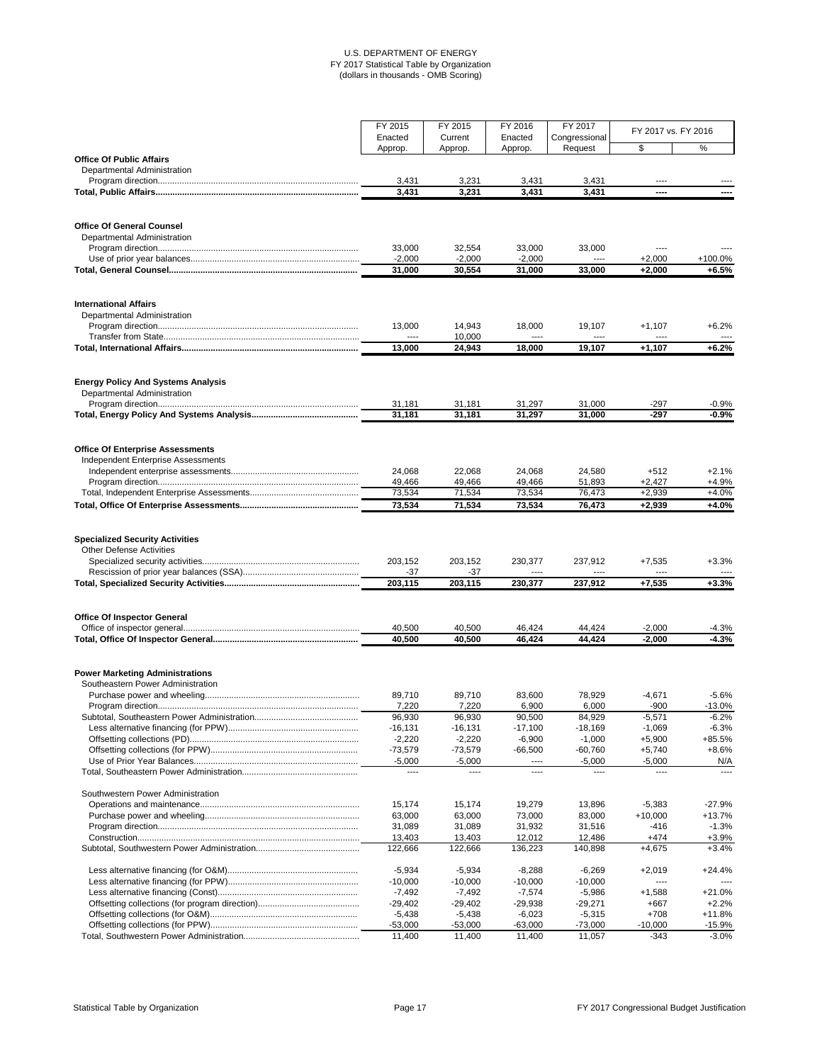U.S. DEPARTMENT OF ENERGY
FY 2017 Statistical Table by Organization
(dollars in thousands - OMB Scoring)

| | FY 2015 Enacted Approp. | FY 2015 Current Approp. | FY 2016 Enacted Approp. | FY 2017 Congressional Request | FY 2017 vs. FY 2016 $ | FY 2017 vs. FY 2016 % |
|---|---|---|---|---|---|---|
| **Office Of Public Affairs** | | | | | | |
| Departmental Administration | | | | | | |
| Program direction | 3,431 | 3,231 | 3,431 | 3,431 | ---- | ---- |
| **Total, Public Affairs** | **3,431** | **3,231** | **3,431** | **3,431** | **----** | **----** |
| **Office Of General Counsel** | | | | | | |
| Departmental Administration | | | | | | |
| Program direction | 33,000 | 32,554 | 33,000 | 33,000 | ---- | ---- |
| Use of prior year balances | -2,000 | -2,000 | -2,000 | ---- | +2,000 | +100.0% |
| **Total, General Counsel** | **31,000** | **30,554** | **31,000** | **33,000** | **+2,000** | **+6.5%** |
| **International Affairs** | | | | | | |
| Departmental Administration | | | | | | |
| Program direction | 13,000 | 14,943 | 18,000 | 19,107 | +1,107 | +6.2% |
| Transfer from State | ---- | 10,000 | ---- | ---- | ---- | ---- |
| **Total, International Affairs** | **13,000** | **24,943** | **18,000** | **19,107** | **+1,107** | **+6.2%** |
| **Energy Policy And Systems Analysis** | | | | | | |
| Departmental Administration | | | | | | |
| Program direction | 31,181 | 31,181 | 31,297 | 31,000 | -297 | -0.9% |
| **Total, Energy Policy And Systems Analysis** | **31,181** | **31,181** | **31,297** | **31,000** | **-297** | **-0.9%** |
| **Office Of Enterprise Assessments** | | | | | | |
| Independent Enterprise Assessments | | | | | | |
| Independent enterprise assessments | 24,068 | 22,068 | 24,068 | 24,580 | +512 | +2.1% |
| Program direction | 49,466 | 49,466 | 49,466 | 51,893 | +2,427 | +4.9% |
| Total, Independent Enterprise Assessments | 73,534 | 71,534 | 73,534 | 76,473 | +2,939 | +4.0% |
| **Total, Office Of Enterprise Assessments** | **73,534** | **71,534** | **73,534** | **76,473** | **+2,939** | **+4.0%** |
| **Specialized Security Activities** | | | | | | |
| Other Defense Activities | | | | | | |
| Specialized security activities | 203,152 | 203,152 | 230,377 | 237,912 | +7,535 | +3.3% |
| Rescission of prior year balances (SSA) | -37 | -37 | ---- | ---- | ---- | ---- |
| **Total, Specialized Security Activities** | **203,115** | **203,115** | **230,377** | **237,912** | **+7,535** | **+3.3%** |
| **Office Of Inspector General** | | | | | | |
| Office of inspector general | 40,500 | 40,500 | 46,424 | 44,424 | -2,000 | -4.3% |
| **Total, Office Of Inspector General** | **40,500** | **40,500** | **46,424** | **44,424** | **-2,000** | **-4.3%** |
| **Power Marketing Administrations** | | | | | | |
| Southeastern Power Administration | | | | | | |
| Purchase power and wheeling | 89,710 | 89,710 | 83,600 | 78,929 | -4,671 | -5.6% |
| Program direction | 7,220 | 7,220 | 6,900 | 6,000 | -900 | -13.0% |
| Subtotal, Southeastern Power Administration | 96,930 | 96,930 | 90,500 | 84,929 | -5,571 | -6.2% |
| Less alternative financing (for PPW) | -16,131 | -16,131 | -17,100 | -18,169 | -1,069 | -6.3% |
| Offsetting collections (PD) | -2,220 | -2,220 | -6,900 | -1,000 | +5,900 | +85.5% |
| Offsetting collections (for PPW) | -73,579 | -73,579 | -66,500 | -60,760 | +5,740 | +8.6% |
| Use of Prior Year Balances | -5,000 | -5,000 | ---- | -5,000 | -5,000 | N/A |
| Total, Southeastern Power Administration | ---- | ---- | ---- | ---- | ---- | ---- |
| Southwestern Power Administration | | | | | | |
| Operations and maintenance | 15,174 | 15,174 | 19,279 | 13,896 | -5,383 | -27.9% |
| Purchase power and wheeling | 63,000 | 63,000 | 73,000 | 83,000 | +10,000 | +13.7% |
| Program direction | 31,089 | 31,089 | 31,932 | 31,516 | -416 | -1.3% |
| Construction | 13,403 | 13,403 | 12,012 | 12,486 | +474 | +3.9% |
| Subtotal, Southwestern Power Administration | 122,666 | 122,666 | 136,223 | 140,898 | +4,675 | +3.4% |
| Less alternative financing (for O&M) | -5,934 | -5,934 | -8,288 | -6,269 | +2,019 | +24.4% |
| Less alternative financing (for PPW) | -10,000 | -10,000 | -10,000 | -10,000 | ---- | ---- |
| Less alternative financing (Const) | -7,492 | -7,492 | -7,574 | -5,986 | +1,588 | +21.0% |
| Offsetting collections (for program direction) | -29,402 | -29,402 | -29,938 | -29,271 | +667 | +2.2% |
| Offsetting collections (for O&M) | -5,438 | -5,438 | -6,023 | -5,315 | +708 | +11.8% |
| Offsetting collections (for PPW) | -53,000 | -53,000 | -63,000 | -73,000 | -10,000 | -15.9% |
| Total, Southwestern Power Administration | 11,400 | 11,400 | 11,400 | 11,057 | -343 | -3.0% |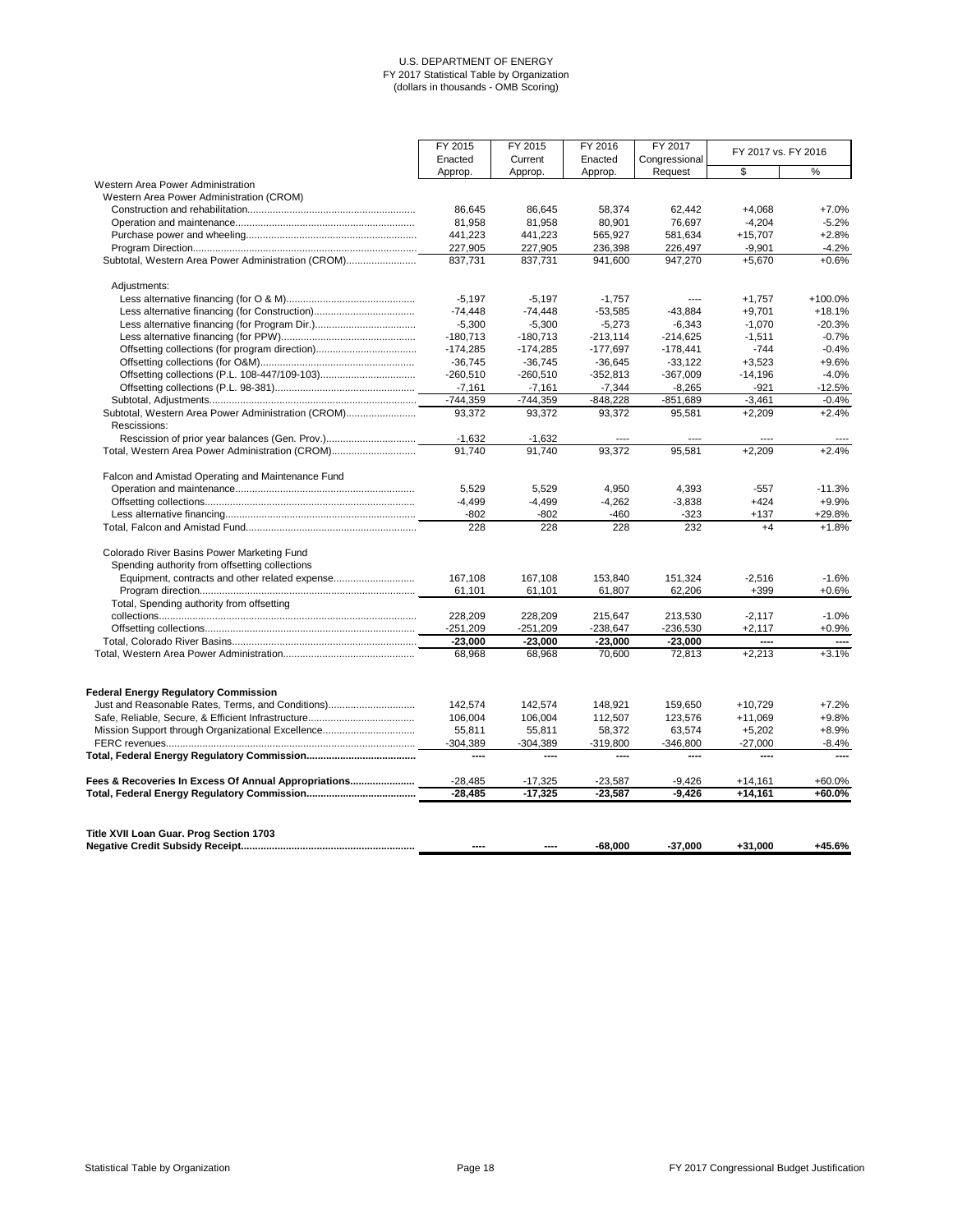U.S. DEPARTMENT OF ENERGY
FY 2017 Statistical Table by Organization
(dollars in thousands - OMB Scoring)

| | FY 2015 Enacted Approp. | FY 2015 Current Approp. | FY 2016 Enacted Approp. | FY 2017 Congressional Request | FY 2017 vs. FY 2016 | |
|---|---|---|---|---|---|---|
| | | | | | $ | % |
| Western Area Power Administration | | | | | | |
| Western Area Power Administration (CROM) | | | | | | |
| Construction and rehabilitation | 86,645 | 86,645 | 58,374 | 62,442 | +4,068 | +7.0% |
| Operation and maintenance | 81,958 | 81,958 | 80,901 | 76,697 | -4,204 | -5.2% |
| Purchase power and wheeling | 441,223 | 441,223 | 565,927 | 581,634 | +15,707 | +2.8% |
| Program Direction | 227,905 | 227,905 | 236,398 | 226,497 | -9,901 | -4.2% |
| Subtotal, Western Area Power Administration (CROM) | 837,731 | 837,731 | 941,600 | 947,270 | +5,670 | +0.6% |
| Adjustments: | | | | | | |
| Less alternative financing (for O & M) | -5,197 | -5,197 | -1,757 | ---- | +1,757 | +100.0% |
| Less alternative financing (for Construction) | -74,448 | -74,448 | -53,585 | -43,884 | +9,701 | +18.1% |
| Less alternative financing (for Program Dir.) | -5,300 | -5,300 | -5,273 | -6,343 | -1,070 | -20.3% |
| Less alternative financing (for PPW) | -180,713 | -180,713 | -213,114 | -214,625 | -1,511 | -0.7% |
| Offsetting collections (for program direction) | -174,285 | -174,285 | -177,697 | -178,441 | -744 | -0.4% |
| Offsetting collections (for O&M) | -36,745 | -36,745 | -36,645 | -33,122 | +3,523 | +9.6% |
| Offsetting collections (P.L. 108-447/109-103) | -260,510 | -260,510 | -352,813 | -367,009 | -14,196 | -4.0% |
| Offsetting collections (P.L. 98-381) | -7,161 | -7,161 | -7,344 | -8,265 | -921 | -12.5% |
| Subtotal, Adjustments | -744,359 | -744,359 | -848,228 | -851,689 | -3,461 | -0.4% |
| Subtotal, Western Area Power Administration (CROM) | 93,372 | 93,372 | 93,372 | 95,581 | +2,209 | +2.4% |
| Rescissions: | | | | | | |
| Rescission of prior year balances (Gen. Prov.) | -1,632 | -1,632 | ---- | ---- | ---- | ---- |
| Total, Western Area Power Administration (CROM) | 91,740 | 91,740 | 93,372 | 95,581 | +2,209 | +2.4% |
| Falcon and Amistad Operating and Maintenance Fund | | | | | | |
| Operation and maintenance | 5,529 | 5,529 | 4,950 | 4,393 | -557 | -11.3% |
| Offsetting collections | -4,499 | -4,499 | -4,262 | -3,838 | +424 | +9.9% |
| Less alternative financing | -802 | -802 | -460 | -323 | +137 | +29.8% |
| Total, Falcon and Amistad Fund | 228 | 228 | 228 | 232 | +4 | +1.8% |
| Colorado River Basins Power Marketing Fund | | | | | | |
| Spending authority from offsetting collections | | | | | | |
| Equipment, contracts and other related expense | 167,108 | 167,108 | 153,840 | 151,324 | -2,516 | -1.6% |
| Program direction | 61,101 | 61,101 | 61,807 | 62,206 | +399 | +0.6% |
| Total, Spending authority from offsetting collections | 228,209 | 228,209 | 215,647 | 213,530 | -2,117 | -1.0% |
| Offsetting collections | -251,209 | -251,209 | -238,647 | -236,530 | +2,117 | +0.9% |
| Total, Colorado River Basins | -23,000 | -23,000 | -23,000 | -23,000 | ---- | ---- |
| Total, Western Area Power Administration | 68,968 | 68,968 | 70,600 | 72,813 | +2,213 | +3.1% |
| **Federal Energy Regulatory Commission** | | | | | | |
| Just and Reasonable Rates, Terms, and Conditions) | 142,574 | 142,574 | 148,921 | 159,650 | +10,729 | +7.2% |
| Safe, Reliable, Secure, & Efficient Infrastructure | 106,004 | 106,004 | 112,507 | 123,576 | +11,069 | +9.8% |
| Mission Support through Organizational Excellence | 55,811 | 55,811 | 58,372 | 63,574 | +5,202 | +8.9% |
| FERC revenues | -304,389 | -304,389 | -319,800 | -346,800 | -27,000 | -8.4% |
| **Total, Federal Energy Regulatory Commission** | ---- | ---- | ---- | ---- | ---- | ---- |
| **Fees & Recoveries In Excess Of Annual Appropriations** | -28,485 | -17,325 | -23,587 | -9,426 | +14,161 | +60.0% |
| **Total, Federal Energy Regulatory Commission** | **-28,485** | **-17,325** | **-23,587** | **-9,426** | **+14,161** | **+60.0%** |
| **Title XVII Loan Guar. Prog Section 1703** | | | | | | |
| **Negative Credit Subsidy Receipt** | **----** | **----** | **-68,000** | **-37,000** | **+31,000** | **+45.6%** |